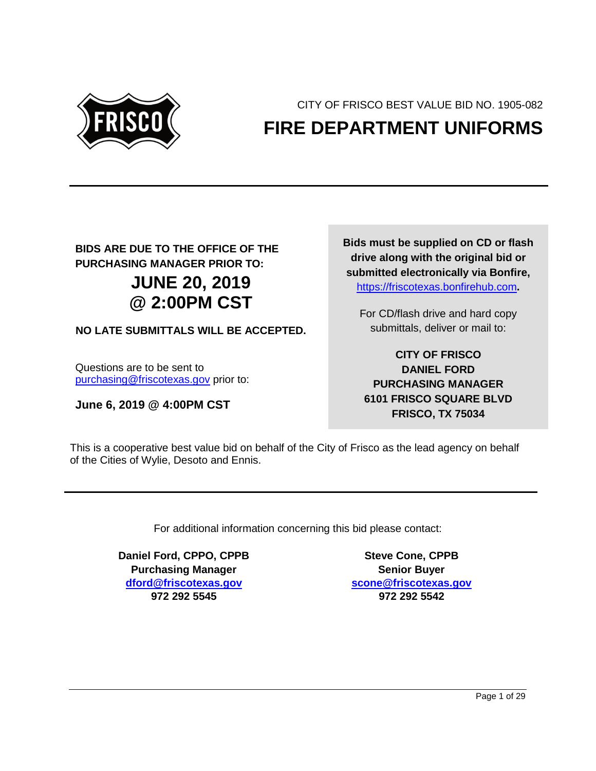CITY OF FRISCO BEST VALUE BID NO. 1905-082

# FIRE DEPARTMENT UNIFORMS

---

**BIDS ARE DUE TO THE OFFICE OF THE PURCHASING MANAGER PRIOR TO:**

## JUNE 20, 2019 @ 2:00PM CST

**NO LATE SUBMITTALS WILL BE ACCEPTED.**

Questions are to be sent to purchasing@friscotexas.gov prior to:

**June 6, 2019 @ 4:00PM CST**

**Bids must be supplied on CD or flash drive along with the original bid or submitted electronically via Bonfire, https://friscotexas.bonfirehub.com.**

For CD/flash drive and hard copy submittals, deliver or mail to:

**CITY OF FRISCO**
**DANIEL FORD**
**PURCHASING MANAGER**
**6101 FRISCO SQUARE BLVD**
**FRISCO, TX 75034**

This is a cooperative best value bid on behalf of the City of Frisco as the lead agency on behalf of the Cities of Wylie, Desoto and Ennis.

---

For additional information concerning this bid please contact:

**Daniel Ford, CPPO, CPPB**
**Purchasing Manager**
**dford@friscotexas.gov**
**972 292 5545**

**Steve Cone, CPPB**
**Senior Buyer**
**scone@friscotexas.gov**
**972 292 5542**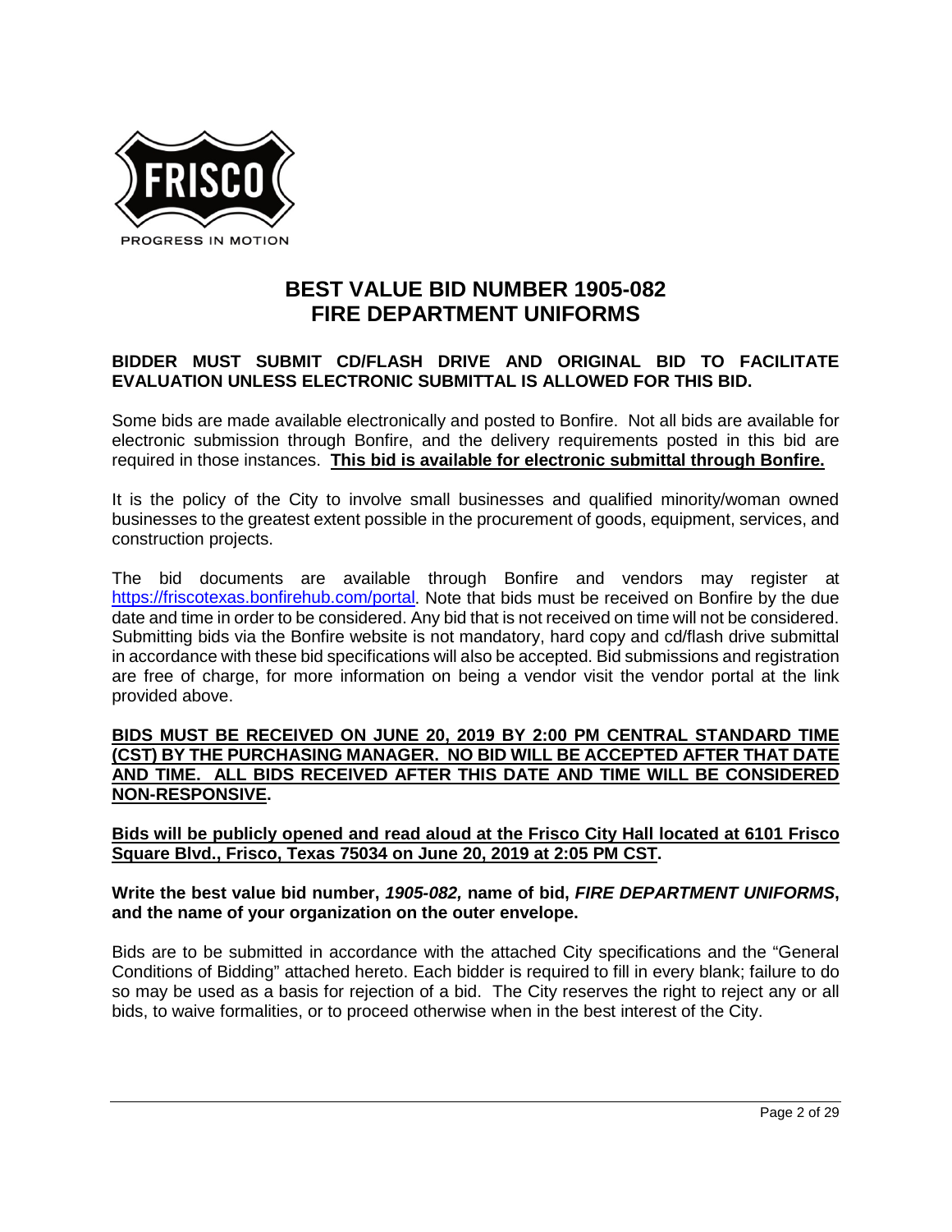# BEST VALUE BID NUMBER 1905-082
# FIRE DEPARTMENT UNIFORMS

**BIDDER MUST SUBMIT CD/FLASH DRIVE AND ORIGINAL BID TO FACILITATE EVALUATION UNLESS ELECTRONIC SUBMITTAL IS ALLOWED FOR THIS BID.**

Some bids are made available electronically and posted to Bonfire. Not all bids are available for electronic submission through Bonfire, and the delivery requirements posted in this bid are required in those instances. **<u>This bid is available for electronic submittal through Bonfire.</u>**

It is the policy of the City to involve small businesses and qualified minority/woman owned businesses to the greatest extent possible in the procurement of goods, equipment, services, and construction projects.

The bid documents are available through Bonfire and vendors may register at [https://friscotexas.bonfirehub.com/portal](https://friscotexas.bonfirehub.com/portal). Note that bids must be received on Bonfire by the due date and time in order to be considered. Any bid that is not received on time will not be considered. Submitting bids via the Bonfire website is not mandatory, hard copy and cd/flash drive submittal in accordance with these bid specifications will also be accepted. Bid submissions and registration are free of charge, for more information on being a vendor visit the vendor portal at the link provided above.

**<u>BIDS MUST BE RECEIVED ON JUNE 20, 2019 BY 2:00 PM CENTRAL STANDARD TIME (CST) BY THE PURCHASING MANAGER. NO BID WILL BE ACCEPTED AFTER THAT DATE AND TIME. ALL BIDS RECEIVED AFTER THIS DATE AND TIME WILL BE CONSIDERED NON-RESPONSIVE</u>.**

**<u>Bids will be publicly opened and read aloud at the Frisco City Hall located at 6101 Frisco Square Blvd., Frisco, Texas 75034 on June 20, 2019 at 2:05 PM CST</u>.**

**Write the best value bid number, *1905-082,* name of bid, *FIRE DEPARTMENT UNIFORMS*, and the name of your organization on the outer envelope.**

Bids are to be submitted in accordance with the attached City specifications and the "General Conditions of Bidding" attached hereto. Each bidder is required to fill in every blank; failure to do so may be used as a basis for rejection of a bid. The City reserves the right to reject any or all bids, to waive formalities, or to proceed otherwise when in the best interest of the City.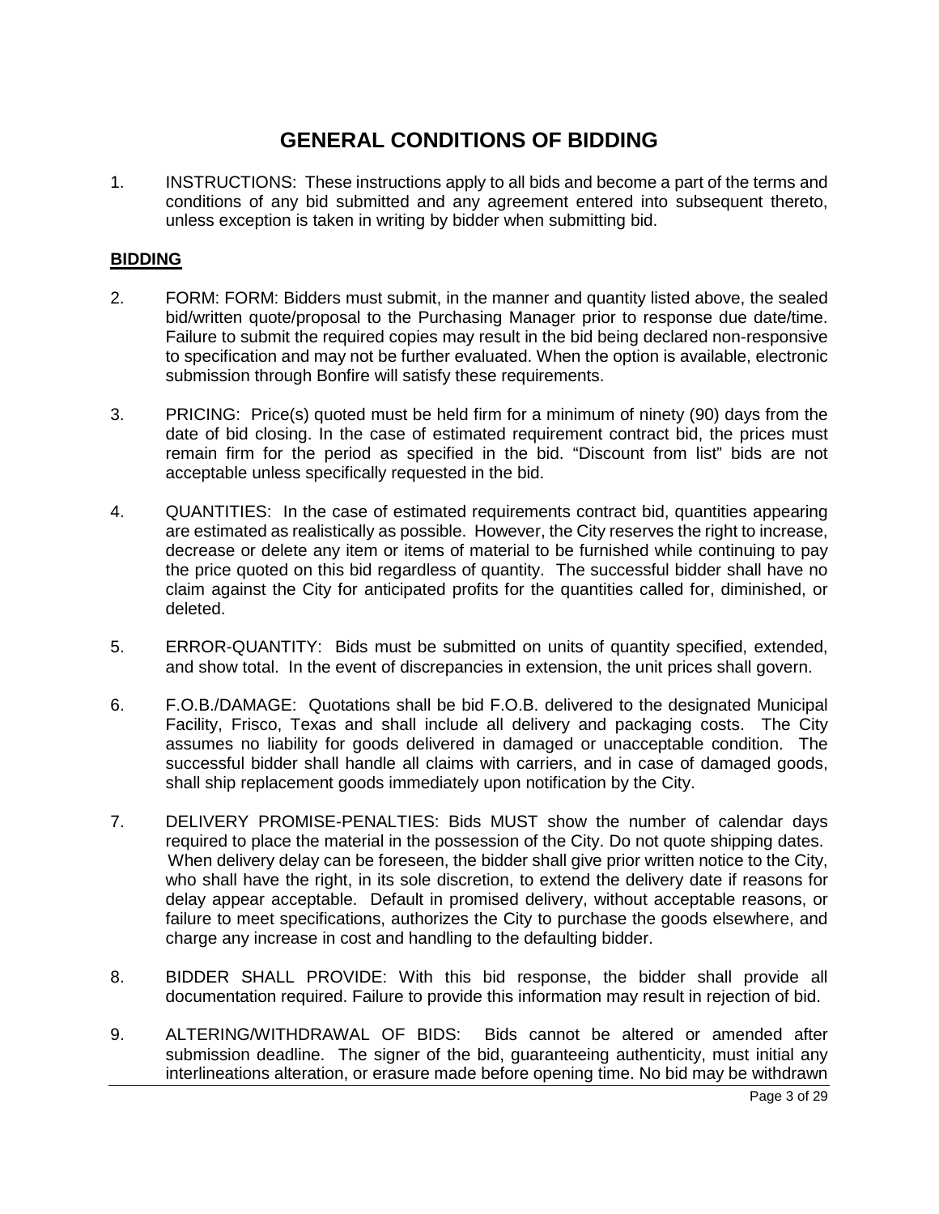# GENERAL CONDITIONS OF BIDDING

1. INSTRUCTIONS: These instructions apply to all bids and become a part of the terms and conditions of any bid submitted and any agreement entered into subsequent thereto, unless exception is taken in writing by bidder when submitting bid.

## BIDDING

2. FORM: FORM: Bidders must submit, in the manner and quantity listed above, the sealed bid/written quote/proposal to the Purchasing Manager prior to response due date/time. Failure to submit the required copies may result in the bid being declared non-responsive to specification and may not be further evaluated. When the option is available, electronic submission through Bonfire will satisfy these requirements.

3. PRICING: Price(s) quoted must be held firm for a minimum of ninety (90) days from the date of bid closing. In the case of estimated requirement contract bid, the prices must remain firm for the period as specified in the bid. "Discount from list" bids are not acceptable unless specifically requested in the bid.

4. QUANTITIES: In the case of estimated requirements contract bid, quantities appearing are estimated as realistically as possible. However, the City reserves the right to increase, decrease or delete any item or items of material to be furnished while continuing to pay the price quoted on this bid regardless of quantity. The successful bidder shall have no claim against the City for anticipated profits for the quantities called for, diminished, or deleted.

5. ERROR-QUANTITY: Bids must be submitted on units of quantity specified, extended, and show total. In the event of discrepancies in extension, the unit prices shall govern.

6. F.O.B./DAMAGE: Quotations shall be bid F.O.B. delivered to the designated Municipal Facility, Frisco, Texas and shall include all delivery and packaging costs. The City assumes no liability for goods delivered in damaged or unacceptable condition. The successful bidder shall handle all claims with carriers, and in case of damaged goods, shall ship replacement goods immediately upon notification by the City.

7. DELIVERY PROMISE-PENALTIES: Bids MUST show the number of calendar days required to place the material in the possession of the City. Do not quote shipping dates. When delivery delay can be foreseen, the bidder shall give prior written notice to the City, who shall have the right, in its sole discretion, to extend the delivery date if reasons for delay appear acceptable. Default in promised delivery, without acceptable reasons, or failure to meet specifications, authorizes the City to purchase the goods elsewhere, and charge any increase in cost and handling to the defaulting bidder.

8. BIDDER SHALL PROVIDE: With this bid response, the bidder shall provide all documentation required. Failure to provide this information may result in rejection of bid.

9. ALTERING/WITHDRAWAL OF BIDS: Bids cannot be altered or amended after submission deadline. The signer of the bid, guaranteeing authenticity, must initial any interlineations alteration, or erasure made before opening time. No bid may be withdrawn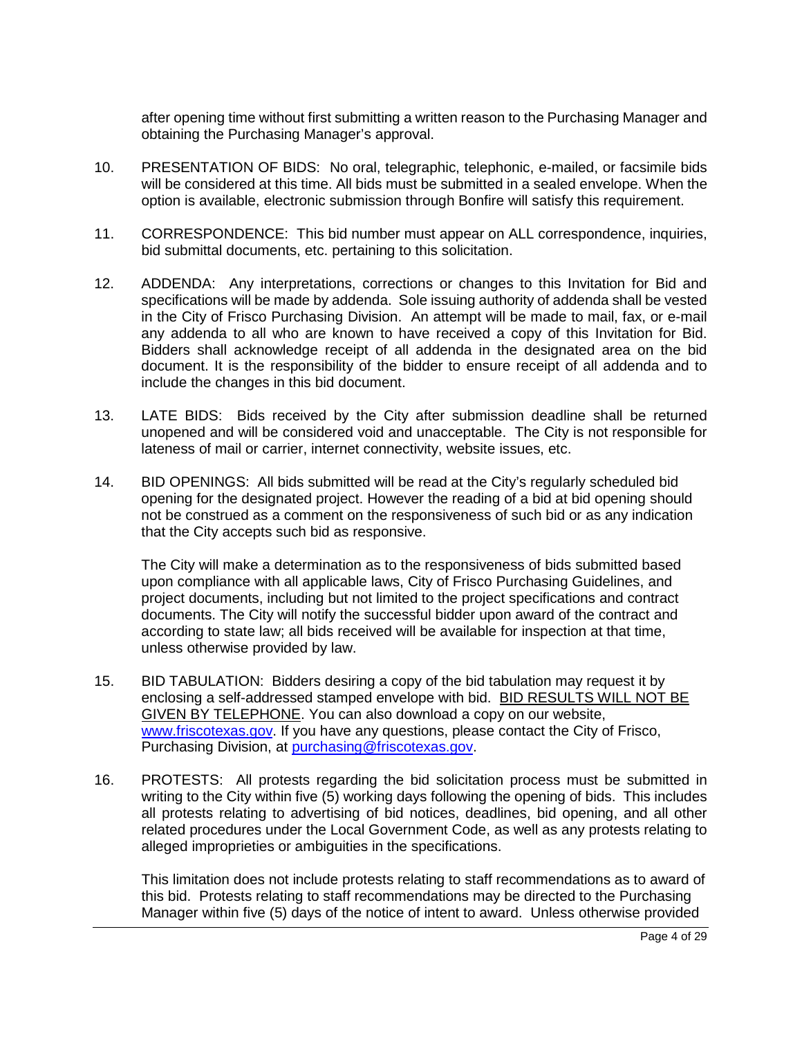after opening time without first submitting a written reason to the Purchasing Manager and obtaining the Purchasing Manager's approval.

10. PRESENTATION OF BIDS: No oral, telegraphic, telephonic, e-mailed, or facsimile bids will be considered at this time. All bids must be submitted in a sealed envelope. When the option is available, electronic submission through Bonfire will satisfy this requirement.

11. CORRESPONDENCE: This bid number must appear on ALL correspondence, inquiries, bid submittal documents, etc. pertaining to this solicitation.

12. ADDENDA: Any interpretations, corrections or changes to this Invitation for Bid and specifications will be made by addenda. Sole issuing authority of addenda shall be vested in the City of Frisco Purchasing Division. An attempt will be made to mail, fax, or e-mail any addenda to all who are known to have received a copy of this Invitation for Bid. Bidders shall acknowledge receipt of all addenda in the designated area on the bid document. It is the responsibility of the bidder to ensure receipt of all addenda and to include the changes in this bid document.

13. LATE BIDS: Bids received by the City after submission deadline shall be returned unopened and will be considered void and unacceptable. The City is not responsible for lateness of mail or carrier, internet connectivity, website issues, etc.

14. BID OPENINGS: All bids submitted will be read at the City's regularly scheduled bid opening for the designated project. However the reading of a bid at bid opening should not be construed as a comment on the responsiveness of such bid or as any indication that the City accepts such bid as responsive.

    The City will make a determination as to the responsiveness of bids submitted based upon compliance with all applicable laws, City of Frisco Purchasing Guidelines, and project documents, including but not limited to the project specifications and contract documents. The City will notify the successful bidder upon award of the contract and according to state law; all bids received will be available for inspection at that time, unless otherwise provided by law.

15. BID TABULATION: Bidders desiring a copy of the bid tabulation may request it by enclosing a self-addressed stamped envelope with bid. <u>BID RESULTS WILL NOT BE GIVEN BY TELEPHONE</u>. You can also download a copy on our website, [www.friscotexas.gov](http://www.friscotexas.gov). If you have any questions, please contact the City of Frisco, Purchasing Division, at [purchasing@friscotexas.gov](mailto:purchasing@friscotexas.gov).

16. PROTESTS: All protests regarding the bid solicitation process must be submitted in writing to the City within five (5) working days following the opening of bids. This includes all protests relating to advertising of bid notices, deadlines, bid opening, and all other related procedures under the Local Government Code, as well as any protests relating to alleged improprieties or ambiguities in the specifications.

    This limitation does not include protests relating to staff recommendations as to award of this bid. Protests relating to staff recommendations may be directed to the Purchasing Manager within five (5) days of the notice of intent to award. Unless otherwise provided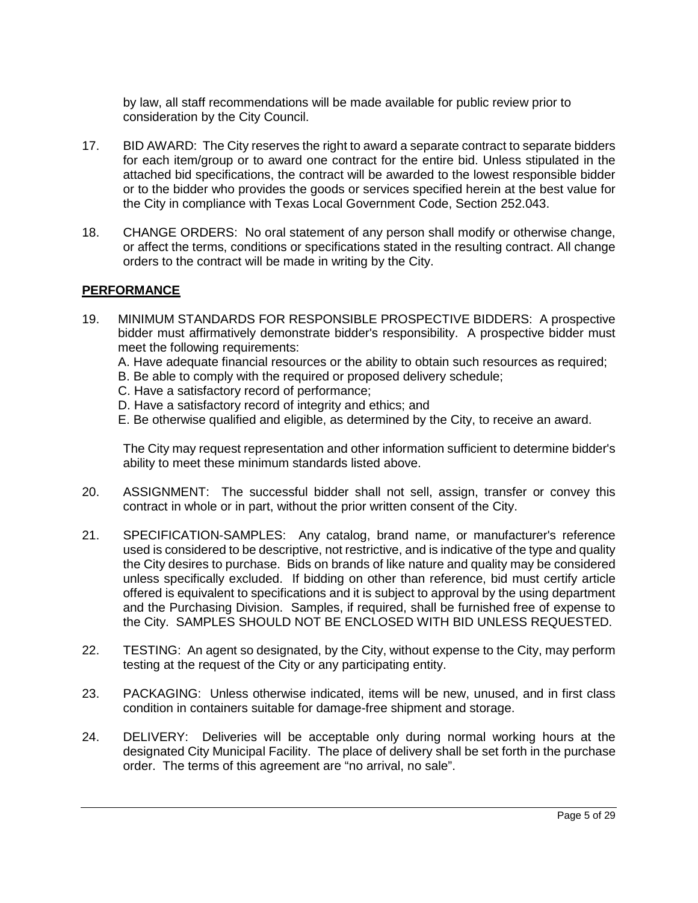by law, all staff recommendations will be made available for public review prior to consideration by the City Council.

17. BID AWARD: The City reserves the right to award a separate contract to separate bidders for each item/group or to award one contract for the entire bid. Unless stipulated in the attached bid specifications, the contract will be awarded to the lowest responsible bidder or to the bidder who provides the goods or services specified herein at the best value for the City in compliance with Texas Local Government Code, Section 252.043.

18. CHANGE ORDERS: No oral statement of any person shall modify or otherwise change, or affect the terms, conditions or specifications stated in the resulting contract. All change orders to the contract will be made in writing by the City.

## PERFORMANCE

19. MINIMUM STANDARDS FOR RESPONSIBLE PROSPECTIVE BIDDERS: A prospective bidder must affirmatively demonstrate bidder's responsibility. A prospective bidder must meet the following requirements:
    A. Have adequate financial resources or the ability to obtain such resources as required;
    B. Be able to comply with the required or proposed delivery schedule;
    C. Have a satisfactory record of performance;
    D. Have a satisfactory record of integrity and ethics; and
    E. Be otherwise qualified and eligible, as determined by the City, to receive an award.

    The City may request representation and other information sufficient to determine bidder's ability to meet these minimum standards listed above.

20. ASSIGNMENT: The successful bidder shall not sell, assign, transfer or convey this contract in whole or in part, without the prior written consent of the City.

21. SPECIFICATION-SAMPLES: Any catalog, brand name, or manufacturer's reference used is considered to be descriptive, not restrictive, and is indicative of the type and quality the City desires to purchase. Bids on brands of like nature and quality may be considered unless specifically excluded. If bidding on other than reference, bid must certify article offered is equivalent to specifications and it is subject to approval by the using department and the Purchasing Division. Samples, if required, shall be furnished free of expense to the City. SAMPLES SHOULD NOT BE ENCLOSED WITH BID UNLESS REQUESTED.

22. TESTING: An agent so designated, by the City, without expense to the City, may perform testing at the request of the City or any participating entity.

23. PACKAGING: Unless otherwise indicated, items will be new, unused, and in first class condition in containers suitable for damage-free shipment and storage.

24. DELIVERY: Deliveries will be acceptable only during normal working hours at the designated City Municipal Facility. The place of delivery shall be set forth in the purchase order. The terms of this agreement are "no arrival, no sale".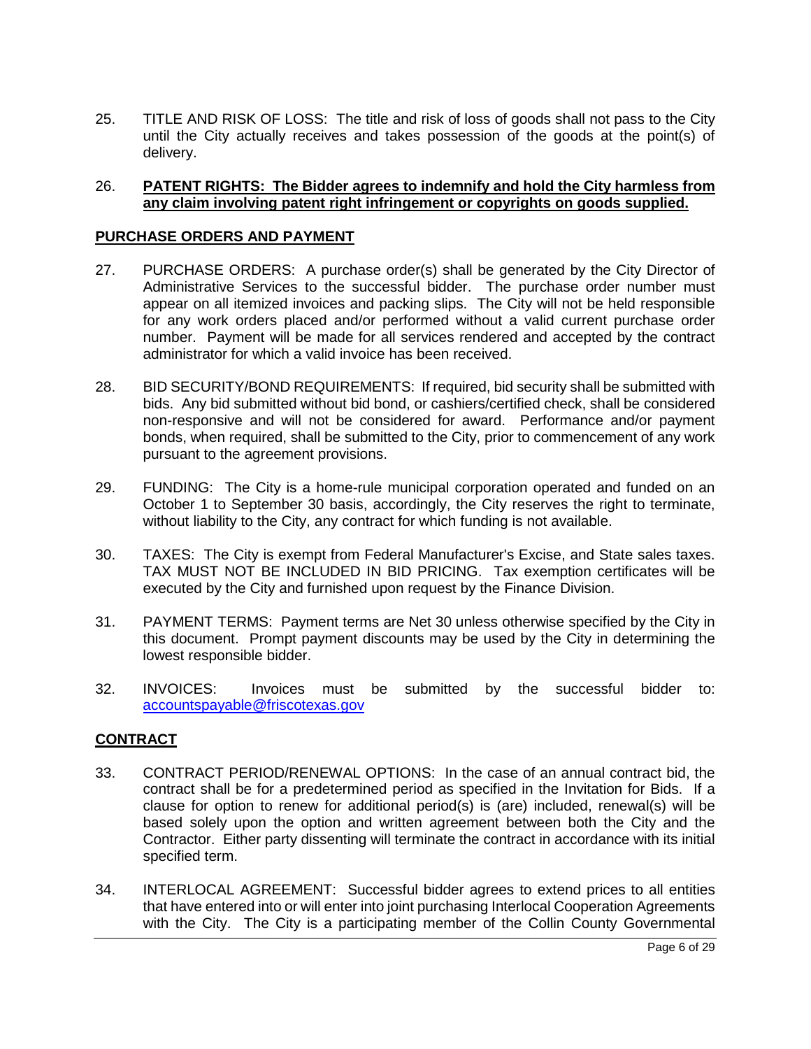25. TITLE AND RISK OF LOSS: The title and risk of loss of goods shall not pass to the City until the City actually receives and takes possession of the goods at the point(s) of delivery.

26. **PATENT RIGHTS: The Bidder agrees to indemnify and hold the City harmless from any claim involving patent right infringement or copyrights on goods supplied.**

## PURCHASE ORDERS AND PAYMENT

27. PURCHASE ORDERS: A purchase order(s) shall be generated by the City Director of Administrative Services to the successful bidder. The purchase order number must appear on all itemized invoices and packing slips. The City will not be held responsible for any work orders placed and/or performed without a valid current purchase order number. Payment will be made for all services rendered and accepted by the contract administrator for which a valid invoice has been received.

28. BID SECURITY/BOND REQUIREMENTS: If required, bid security shall be submitted with bids. Any bid submitted without bid bond, or cashiers/certified check, shall be considered non-responsive and will not be considered for award. Performance and/or payment bonds, when required, shall be submitted to the City, prior to commencement of any work pursuant to the agreement provisions.

29. FUNDING: The City is a home-rule municipal corporation operated and funded on an October 1 to September 30 basis, accordingly, the City reserves the right to terminate, without liability to the City, any contract for which funding is not available.

30. TAXES: The City is exempt from Federal Manufacturer's Excise, and State sales taxes. TAX MUST NOT BE INCLUDED IN BID PRICING. Tax exemption certificates will be executed by the City and furnished upon request by the Finance Division.

31. PAYMENT TERMS: Payment terms are Net 30 unless otherwise specified by the City in this document. Prompt payment discounts may be used by the City in determining the lowest responsible bidder.

32. INVOICES: Invoices must be submitted by the successful bidder to: accountspayable@friscotexas.gov

## CONTRACT

33. CONTRACT PERIOD/RENEWAL OPTIONS: In the case of an annual contract bid, the contract shall be for a predetermined period as specified in the Invitation for Bids. If a clause for option to renew for additional period(s) is (are) included, renewal(s) will be based solely upon the option and written agreement between both the City and the Contractor. Either party dissenting will terminate the contract in accordance with its initial specified term.

34. INTERLOCAL AGREEMENT: Successful bidder agrees to extend prices to all entities that have entered into or will enter into joint purchasing Interlocal Cooperation Agreements with the City. The City is a participating member of the Collin County Governmental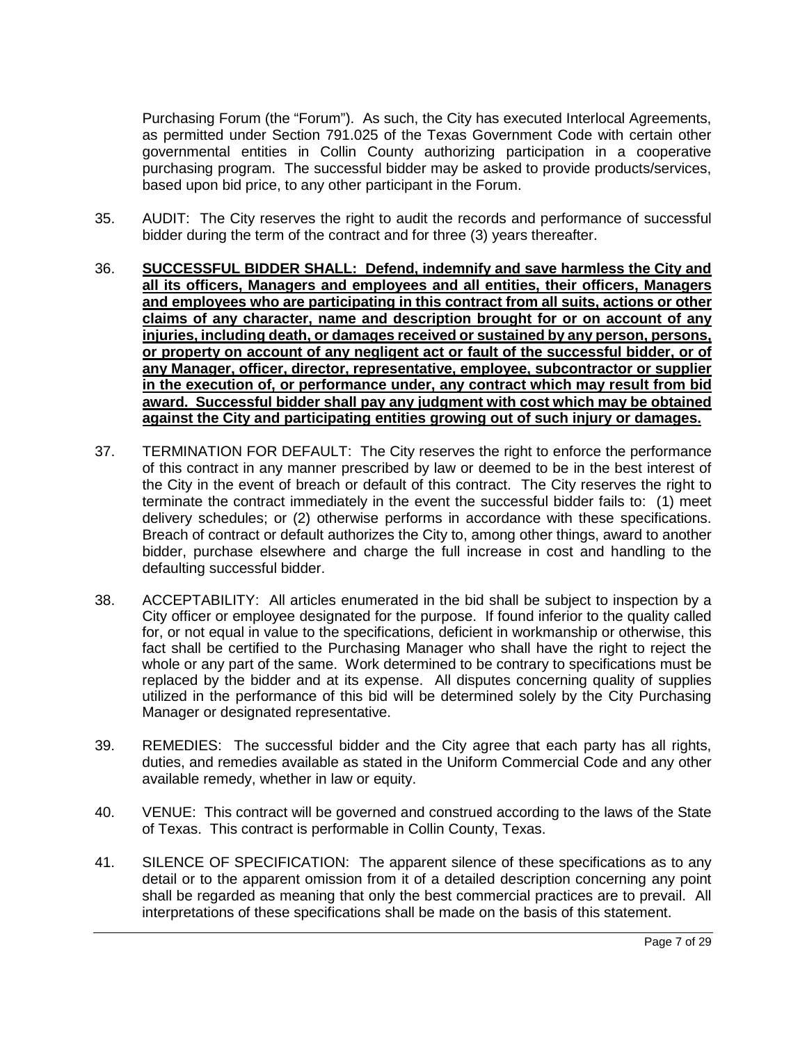Purchasing Forum (the "Forum"). As such, the City has executed Interlocal Agreements, as permitted under Section 791.025 of the Texas Government Code with certain other governmental entities in Collin County authorizing participation in a cooperative purchasing program. The successful bidder may be asked to provide products/services, based upon bid price, to any other participant in the Forum.

35. AUDIT: The City reserves the right to audit the records and performance of successful bidder during the term of the contract and for three (3) years thereafter.

36. **SUCCESSFUL BIDDER SHALL: Defend, indemnify and save harmless the City and all its officers, Managers and employees and all entities, their officers, Managers and employees who are participating in this contract from all suits, actions or other claims of any character, name and description brought for or on account of any injuries, including death, or damages received or sustained by any person, persons, or property on account of any negligent act or fault of the successful bidder, or of any Manager, officer, director, representative, employee, subcontractor or supplier in the execution of, or performance under, any contract which may result from bid award. Successful bidder shall pay any judgment with cost which may be obtained against the City and participating entities growing out of such injury or damages.**

37. TERMINATION FOR DEFAULT: The City reserves the right to enforce the performance of this contract in any manner prescribed by law or deemed to be in the best interest of the City in the event of breach or default of this contract. The City reserves the right to terminate the contract immediately in the event the successful bidder fails to: (1) meet delivery schedules; or (2) otherwise performs in accordance with these specifications. Breach of contract or default authorizes the City to, among other things, award to another bidder, purchase elsewhere and charge the full increase in cost and handling to the defaulting successful bidder.

38. ACCEPTABILITY: All articles enumerated in the bid shall be subject to inspection by a City officer or employee designated for the purpose. If found inferior to the quality called for, or not equal in value to the specifications, deficient in workmanship or otherwise, this fact shall be certified to the Purchasing Manager who shall have the right to reject the whole or any part of the same. Work determined to be contrary to specifications must be replaced by the bidder and at its expense. All disputes concerning quality of supplies utilized in the performance of this bid will be determined solely by the City Purchasing Manager or designated representative.

39. REMEDIES: The successful bidder and the City agree that each party has all rights, duties, and remedies available as stated in the Uniform Commercial Code and any other available remedy, whether in law or equity.

40. VENUE: This contract will be governed and construed according to the laws of the State of Texas. This contract is performable in Collin County, Texas.

41. SILENCE OF SPECIFICATION: The apparent silence of these specifications as to any detail or to the apparent omission from it of a detailed description concerning any point shall be regarded as meaning that only the best commercial practices are to prevail. All interpretations of these specifications shall be made on the basis of this statement.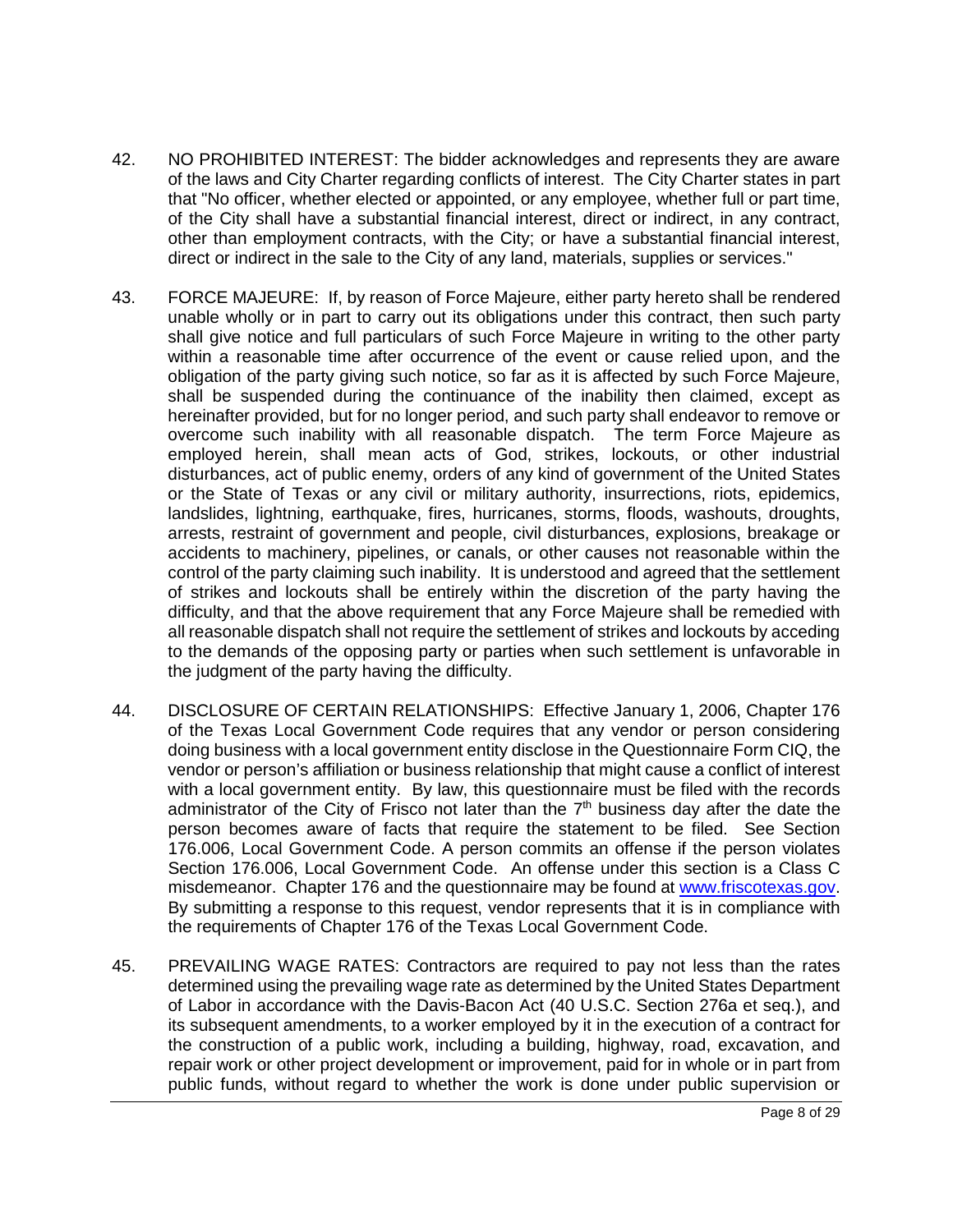42. NO PROHIBITED INTEREST: The bidder acknowledges and represents they are aware of the laws and City Charter regarding conflicts of interest. The City Charter states in part that "No officer, whether elected or appointed, or any employee, whether full or part time, of the City shall have a substantial financial interest, direct or indirect, in any contract, other than employment contracts, with the City; or have a substantial financial interest, direct or indirect in the sale to the City of any land, materials, supplies or services."

43. FORCE MAJEURE: If, by reason of Force Majeure, either party hereto shall be rendered unable wholly or in part to carry out its obligations under this contract, then such party shall give notice and full particulars of such Force Majeure in writing to the other party within a reasonable time after occurrence of the event or cause relied upon, and the obligation of the party giving such notice, so far as it is affected by such Force Majeure, shall be suspended during the continuance of the inability then claimed, except as hereinafter provided, but for no longer period, and such party shall endeavor to remove or overcome such inability with all reasonable dispatch. The term Force Majeure as employed herein, shall mean acts of God, strikes, lockouts, or other industrial disturbances, act of public enemy, orders of any kind of government of the United States or the State of Texas or any civil or military authority, insurrections, riots, epidemics, landslides, lightning, earthquake, fires, hurricanes, storms, floods, washouts, droughts, arrests, restraint of government and people, civil disturbances, explosions, breakage or accidents to machinery, pipelines, or canals, or other causes not reasonable within the control of the party claiming such inability. It is understood and agreed that the settlement of strikes and lockouts shall be entirely within the discretion of the party having the difficulty, and that the above requirement that any Force Majeure shall be remedied with all reasonable dispatch shall not require the settlement of strikes and lockouts by acceding to the demands of the opposing party or parties when such settlement is unfavorable in the judgment of the party having the difficulty.

44. DISCLOSURE OF CERTAIN RELATIONSHIPS: Effective January 1, 2006, Chapter 176 of the Texas Local Government Code requires that any vendor or person considering doing business with a local government entity disclose in the Questionnaire Form CIQ, the vendor or person's affiliation or business relationship that might cause a conflict of interest with a local government entity. By law, this questionnaire must be filed with the records administrator of the City of Frisco not later than the 7th business day after the date the person becomes aware of facts that require the statement to be filed. See Section 176.006, Local Government Code. A person commits an offense if the person violates Section 176.006, Local Government Code. An offense under this section is a Class C misdemeanor. Chapter 176 and the questionnaire may be found at [www.friscotexas.gov](http://www.friscotexas.gov). By submitting a response to this request, vendor represents that it is in compliance with the requirements of Chapter 176 of the Texas Local Government Code.

45. PREVAILING WAGE RATES: Contractors are required to pay not less than the rates determined using the prevailing wage rate as determined by the United States Department of Labor in accordance with the Davis-Bacon Act (40 U.S.C. Section 276a et seq.), and its subsequent amendments, to a worker employed by it in the execution of a contract for the construction of a public work, including a building, highway, road, excavation, and repair work or other project development or improvement, paid for in whole or in part from public funds, without regard to whether the work is done under public supervision or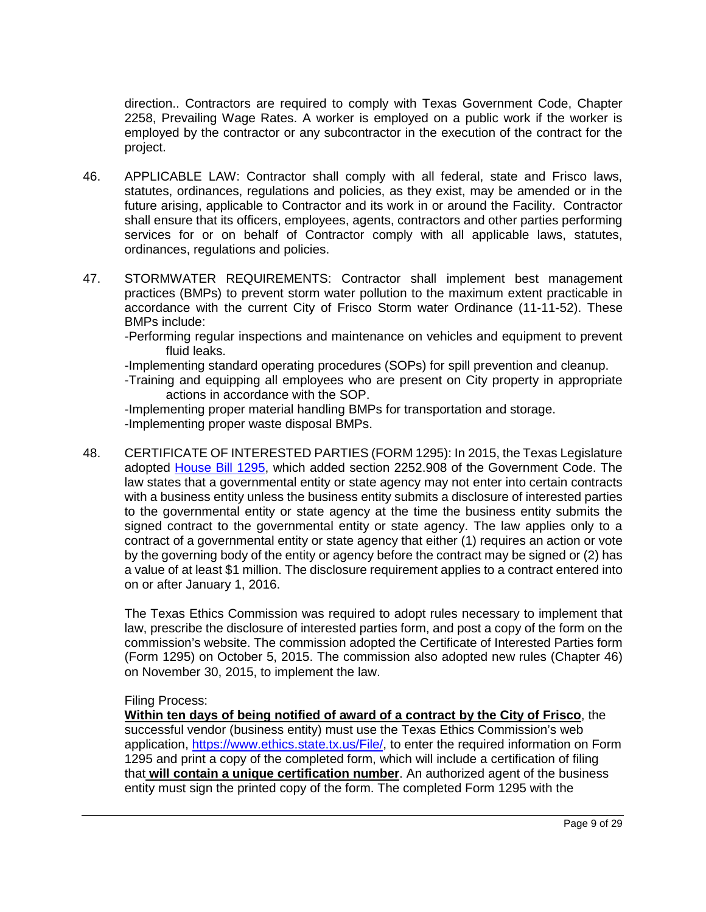direction.. Contractors are required to comply with Texas Government Code, Chapter 2258, Prevailing Wage Rates. A worker is employed on a public work if the worker is employed by the contractor or any subcontractor in the execution of the contract for the project.

46. APPLICABLE LAW: Contractor shall comply with all federal, state and Frisco laws, statutes, ordinances, regulations and policies, as they exist, may be amended or in the future arising, applicable to Contractor and its work in or around the Facility. Contractor shall ensure that its officers, employees, agents, contractors and other parties performing services for or on behalf of Contractor comply with all applicable laws, statutes, ordinances, regulations and policies.

47. STORMWATER REQUIREMENTS: Contractor shall implement best management practices (BMPs) to prevent storm water pollution to the maximum extent practicable in accordance with the current City of Frisco Storm water Ordinance (11-11-52). These BMPs include:
   - Performing regular inspections and maintenance on vehicles and equipment to prevent fluid leaks.
   - Implementing standard operating procedures (SOPs) for spill prevention and cleanup.
   - Training and equipping all employees who are present on City property in appropriate actions in accordance with the SOP.
   - Implementing proper material handling BMPs for transportation and storage.
   - Implementing proper waste disposal BMPs.

48. CERTIFICATE OF INTERESTED PARTIES (FORM 1295): In 2015, the Texas Legislature adopted House Bill 1295, which added section 2252.908 of the Government Code. The law states that a governmental entity or state agency may not enter into certain contracts with a business entity unless the business entity submits a disclosure of interested parties to the governmental entity or state agency at the time the business entity submits the signed contract to the governmental entity or state agency. The law applies only to a contract of a governmental entity or state agency that either (1) requires an action or vote by the governing body of the entity or agency before the contract may be signed or (2) has a value of at least $1 million. The disclosure requirement applies to a contract entered into on or after January 1, 2016.

   The Texas Ethics Commission was required to adopt rules necessary to implement that law, prescribe the disclosure of interested parties form, and post a copy of the form on the commission's website. The commission adopted the Certificate of Interested Parties form (Form 1295) on October 5, 2015. The commission also adopted new rules (Chapter 46) on November 30, 2015, to implement the law.

   Filing Process:
   **Within ten days of being notified of award of a contract by the City of Frisco**, the successful vendor (business entity) must use the Texas Ethics Commission's web application, https://www.ethics.state.tx.us/File/, to enter the required information on Form 1295 and print a copy of the completed form, which will include a certification of filing that **will contain a unique certification number**. An authorized agent of the business entity must sign the printed copy of the form. The completed Form 1295 with the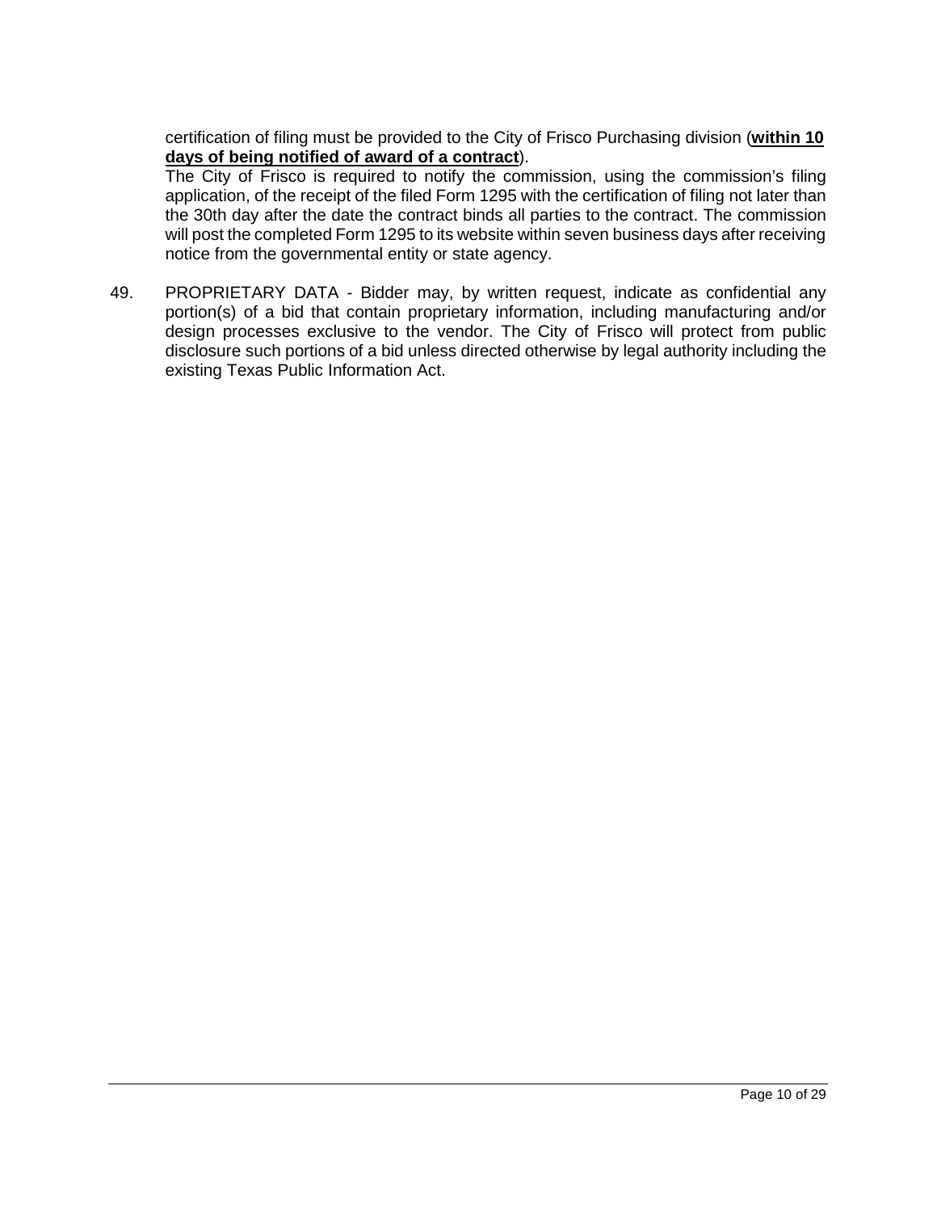certification of filing must be provided to the City of Frisco Purchasing division (**within 10 days of being notified of award of a contract**).

The City of Frisco is required to notify the commission, using the commission's filing application, of the receipt of the filed Form 1295 with the certification of filing not later than the 30th day after the date the contract binds all parties to the contract. The commission will post the completed Form 1295 to its website within seven business days after receiving notice from the governmental entity or state agency.

49. PROPRIETARY DATA - Bidder may, by written request, indicate as confidential any portion(s) of a bid that contain proprietary information, including manufacturing and/or design processes exclusive to the vendor. The City of Frisco will protect from public disclosure such portions of a bid unless directed otherwise by legal authority including the existing Texas Public Information Act.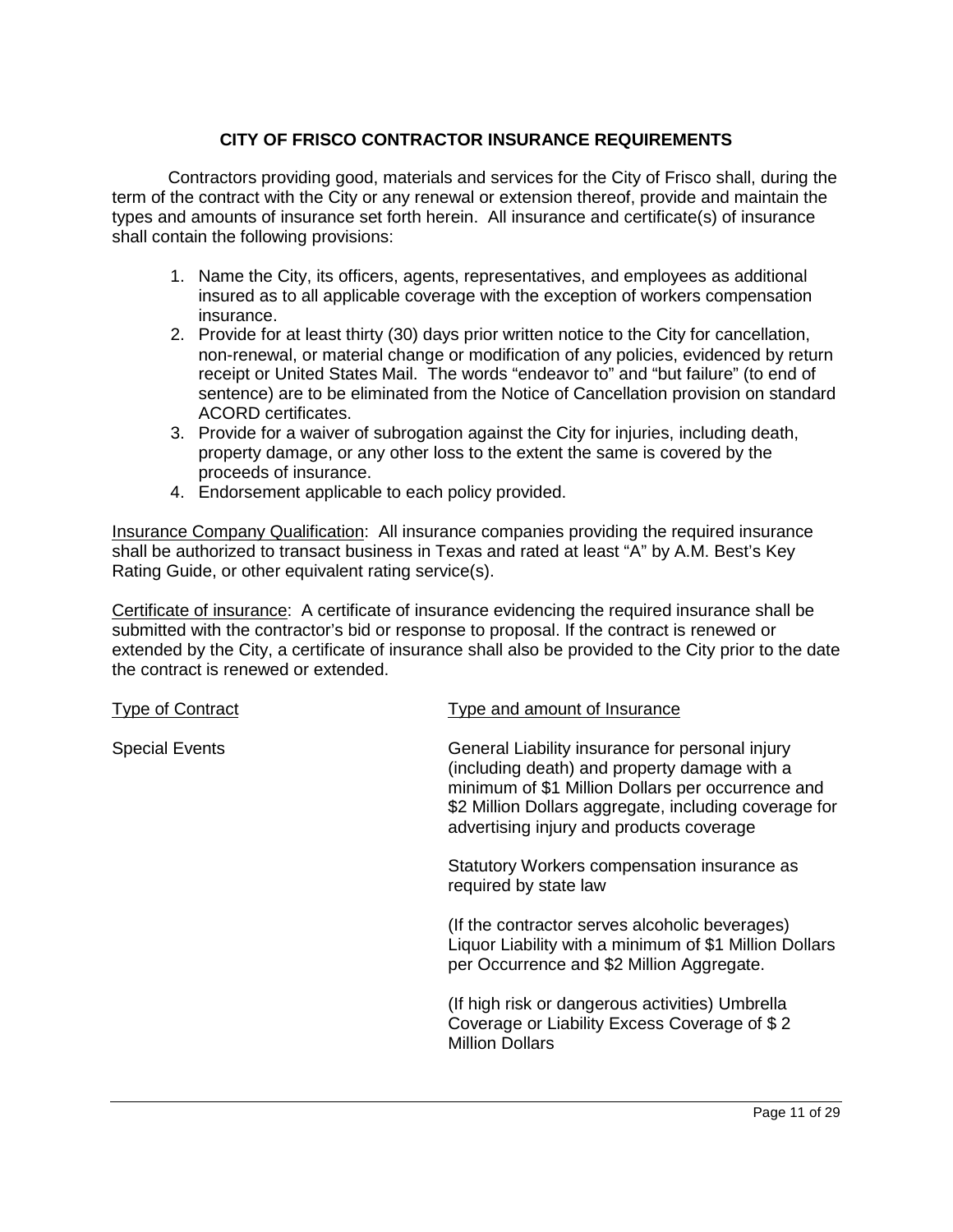## CITY OF FRISCO CONTRACTOR INSURANCE REQUIREMENTS

Contractors providing good, materials and services for the City of Frisco shall, during the term of the contract with the City or any renewal or extension thereof, provide and maintain the types and amounts of insurance set forth herein. All insurance and certificate(s) of insurance shall contain the following provisions:

1. Name the City, its officers, agents, representatives, and employees as additional insured as to all applicable coverage with the exception of workers compensation insurance.
2. Provide for at least thirty (30) days prior written notice to the City for cancellation, non-renewal, or material change or modification of any policies, evidenced by return receipt or United States Mail. The words "endeavor to" and "but failure" (to end of sentence) are to be eliminated from the Notice of Cancellation provision on standard ACORD certificates.
3. Provide for a waiver of subrogation against the City for injuries, including death, property damage, or any other loss to the extent the same is covered by the proceeds of insurance.
4. Endorsement applicable to each policy provided.

<u>Insurance Company Qualification</u>: All insurance companies providing the required insurance shall be authorized to transact business in Texas and rated at least "A" by A.M. Best's Key Rating Guide, or other equivalent rating service(s).

<u>Certificate of insurance</u>: A certificate of insurance evidencing the required insurance shall be submitted with the contractor's bid or response to proposal. If the contract is renewed or extended by the City, a certificate of insurance shall also be provided to the City prior to the date the contract is renewed or extended.

| Type of Contract | Type and amount of Insurance |
|---|---|
| Special Events | General Liability insurance for personal injury (including death) and property damage with a minimum of $1 Million Dollars per occurrence and $2 Million Dollars aggregate, including coverage for advertising injury and products coverage |
| | Statutory Workers compensation insurance as required by state law |
| | (If the contractor serves alcoholic beverages) Liquor Liability with a minimum of $1 Million Dollars per Occurrence and $2 Million Aggregate. |
| | (If high risk or dangerous activities) Umbrella Coverage or Liability Excess Coverage of $ 2 Million Dollars |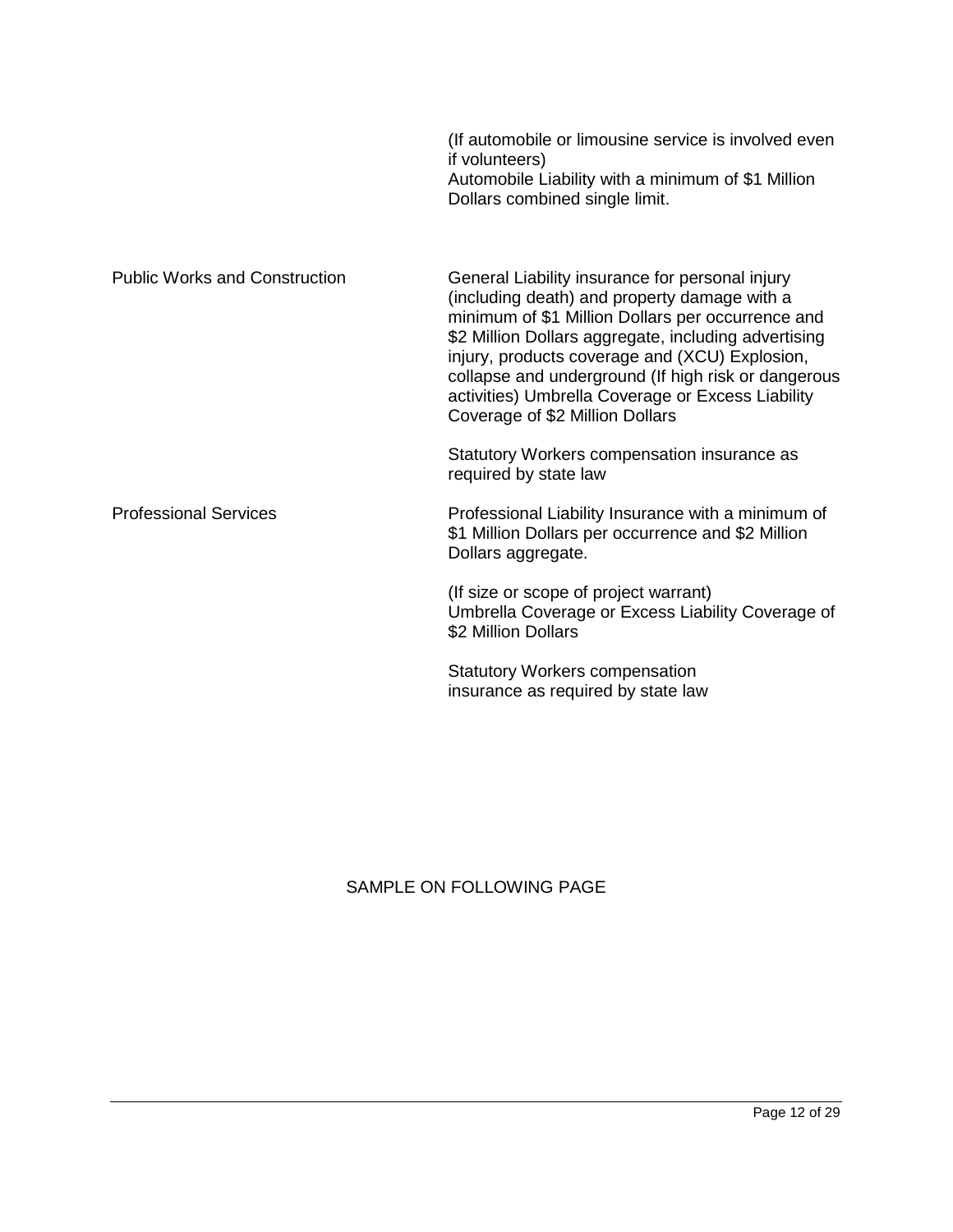| | |
|---|---|
| | (If automobile or limousine service is involved even if volunteers)<br>Automobile Liability with a minimum of $1 Million Dollars combined single limit. |
| Public Works and Construction | General Liability insurance for personal injury (including death) and property damage with a minimum of $1 Million Dollars per occurrence and $2 Million Dollars aggregate, including advertising injury, products coverage and (XCU) Explosion, collapse and underground (If high risk or dangerous activities) Umbrella Coverage or Excess Liability Coverage of $2 Million Dollars<br><br>Statutory Workers compensation insurance as required by state law |
| Professional Services | Professional Liability Insurance with a minimum of $1 Million Dollars per occurrence and $2 Million Dollars aggregate.<br><br>(If size or scope of project warrant)<br>Umbrella Coverage or Excess Liability Coverage of $2 Million Dollars<br><br>Statutory Workers compensation insurance as required by state law |

SAMPLE ON FOLLOWING PAGE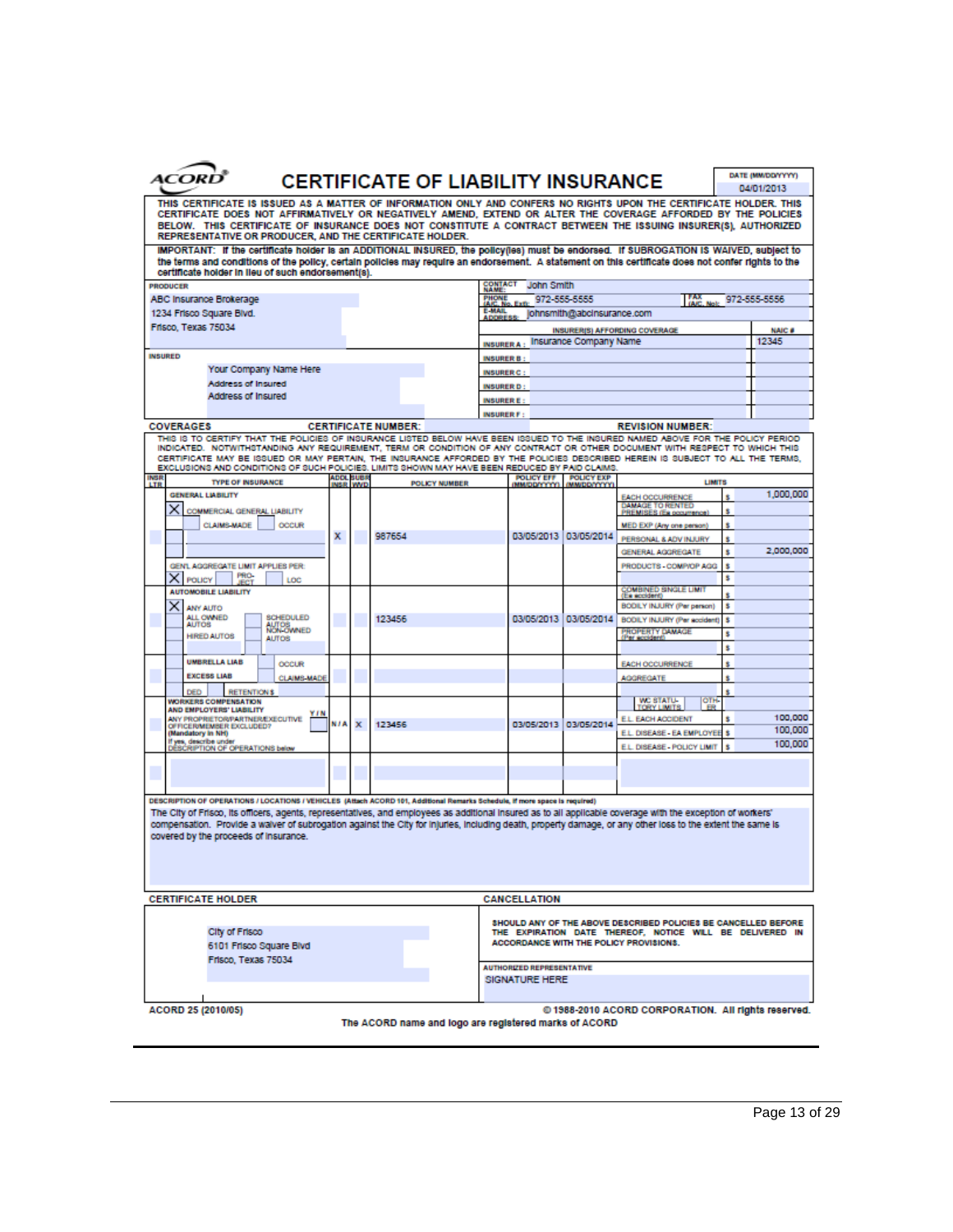# ACORD CERTIFICATE OF LIABILITY INSURANCE

**DATE (MM/DD/YYYY)** 04/01/2013

THIS CERTIFICATE IS ISSUED AS A MATTER OF INFORMATION ONLY AND CONFERS NO RIGHTS UPON THE CERTIFICATE HOLDER. THIS CERTIFICATE DOES NOT AFFIRMATIVELY OR NEGATIVELY AMEND, EXTEND OR ALTER THE COVERAGE AFFORDED BY THE POLICIES BELOW. THIS CERTIFICATE OF INSURANCE DOES NOT CONSTITUTE A CONTRACT BETWEEN THE ISSUING INSURER(S), AUTHORIZED REPRESENTATIVE OR PRODUCER, AND THE CERTIFICATE HOLDER.

**IMPORTANT: If the certificate holder is an ADDITIONAL INSURED, the policy(ies) must be endorsed. If SUBROGATION IS WAIVED, subject to the terms and conditions of the policy, certain policies may require an endorsement. A statement on this certificate does not confer rights to the certificate holder in lieu of such endorsement(s).**

| PRODUCER | | |
|---|---|---|
| ABC Insurance Brokerage<br>1234 Frisco Square Blvd.<br>Frisco, Texas 75034 | CONTACT NAME: John Smith<br>PHONE (A/C, No, Ext): 972-555-5555 FAX (A/C, No): 972-555-5556<br>E-MAIL ADDRESS: johnsmith@abcinsurance.com | |
| | **INSURER(S) AFFORDING COVERAGE** | **NAIC #** |
| | INSURER A : Insurance Company Name | 12345 |
| **INSURED** | INSURER B : | |
| Your Company Name Here<br>Address of Insured<br>Address of Insured | INSURER C : | |
| | INSURER D : | |
| | INSURER E : | |
| | INSURER F : | |

**COVERAGES** CERTIFICATE NUMBER: REVISION NUMBER:

THIS IS TO CERTIFY THAT THE POLICIES OF INSURANCE LISTED BELOW HAVE BEEN ISSUED TO THE INSURED NAMED ABOVE FOR THE POLICY PERIOD INDICATED. NOTWITHSTANDING ANY REQUIREMENT, TERM OR CONDITION OF ANY CONTRACT OR OTHER DOCUMENT WITH RESPECT TO WHICH THIS CERTIFICATE MAY BE ISSUED OR MAY PERTAIN, THE INSURANCE AFFORDED BY THE POLICIES DESCRIBED HEREIN IS SUBJECT TO ALL THE TERMS, EXCLUSIONS AND CONDITIONS OF SUCH POLICIES. LIMITS SHOWN MAY HAVE BEEN REDUCED BY PAID CLAIMS.

| INSR LTR | TYPE OF INSURANCE | ADDL INSR | SUBR WVD | POLICY NUMBER | POLICY EFF (MM/DD/YYYY) | POLICY EXP (MM/DD/YYYY) | LIMITS | |
|---|---|---|---|---|---|---|---|---|
| | **GENERAL LIABILITY**<br>X COMMERCIAL GENERAL LIABILITY<br>CLAIMS-MADE / OCCUR<br>GEN'L AGGREGATE LIMIT APPLIES PER:<br>X POLICY / PRO-JECT / LOC | X | | 987654 | 03/05/2013 | 03/05/2014 | EACH OCCURRENCE | $ 1,000,000 |
| | | | | | | | DAMAGE TO RENTED PREMISES (Ea occurrence) | $ |
| | | | | | | | MED EXP (Any one person) | $ |
| | | | | | | | PERSONAL & ADV INJURY | $ |
| | | | | | | | GENERAL AGGREGATE | $ 2,000,000 |
| | | | | | | | PRODUCTS - COMP/OP AGG | $ |
| | | | | | | | | $ |
| | **AUTOMOBILE LIABILITY**<br>X ANY AUTO<br>ALL OWNED AUTOS / SCHEDULED AUTOS<br>HIRED AUTOS / NON-OWNED AUTOS | | | 123456 | 03/05/2013 | 03/05/2014 | COMBINED SINGLE LIMIT (Ea accident) | $ |
| | | | | | | | BODILY INJURY (Per person) | $ |
| | | | | | | | BODILY INJURY (Per accident) | $ |
| | | | | | | | PROPERTY DAMAGE (Per accident) | $ |
| | | | | | | | | $ |
| | UMBRELLA LIAB / OCCUR<br>EXCESS LIAB / CLAIMS-MADE<br>DED / RETENTION $ | | | | | | EACH OCCURRENCE | $ |
| | | | | | | | AGGREGATE | $ |
| | | | | | | | | $ |
| | **WORKERS COMPENSATION AND EMPLOYERS' LIABILITY** Y/N<br>ANY PROPRIETOR/PARTNER/EXECUTIVE OFFICER/MEMBER EXCLUDED? (Mandatory in NH)<br>If yes, describe under DESCRIPTION OF OPERATIONS below | N/A | X | 123456 | 03/05/2013 | 03/05/2014 | WC STATU-TORY LIMITS / OTH-ER | |
| | | | | | | | E.L. EACH ACCIDENT | $ 100,000 |
| | | | | | | | E.L. DISEASE - EA EMPLOYEE | $ 100,000 |
| | | | | | | | E.L. DISEASE - POLICY LIMIT | $ 100,000 |
| | | | | | | | | |

**DESCRIPTION OF OPERATIONS / LOCATIONS / VEHICLES** (Attach ACORD 101, Additional Remarks Schedule, if more space is required)

The City of Frisco, its officers, agents, representatives, and employees as additional insured as to all applicable coverage with the exception of workers' compensation. Provide a waiver of subrogation against the City for injuries, including death, property damage, or any other loss to the extent the same is covered by the proceeds of insurance.

| CERTIFICATE HOLDER | CANCELLATION |
|---|---|
| City of Frisco<br>6101 Frisco Square Blvd<br>Frisco, Texas 75034 | SHOULD ANY OF THE ABOVE DESCRIBED POLICIES BE CANCELLED BEFORE THE EXPIRATION DATE THEREOF, NOTICE WILL BE DELIVERED IN ACCORDANCE WITH THE POLICY PROVISIONS. |
| | AUTHORIZED REPRESENTATIVE<br>SIGNATURE HERE |

ACORD 25 (2010/05) © 1988-2010 ACORD CORPORATION. All rights reserved.

The ACORD name and logo are registered marks of ACORD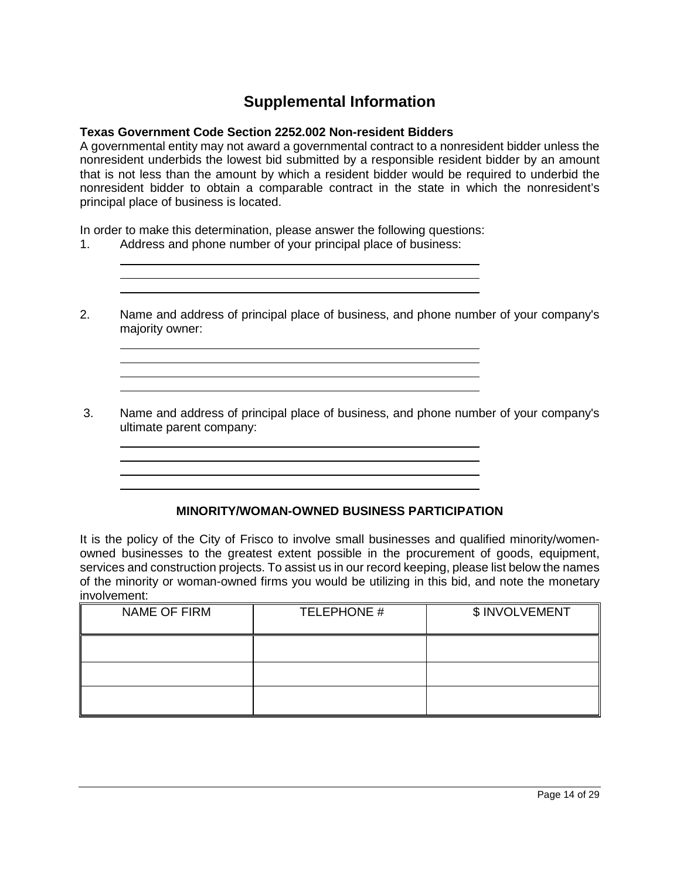# Supplemental Information

**Texas Government Code Section 2252.002 Non-resident Bidders**

A governmental entity may not award a governmental contract to a nonresident bidder unless the nonresident underbids the lowest bid submitted by a responsible resident bidder by an amount that is not less than the amount by which a resident bidder would be required to underbid the nonresident bidder to obtain a comparable contract in the state in which the nonresident's principal place of business is located.

In order to make this determination, please answer the following questions:

1. Address and phone number of your principal place of business:

   \_\_\_\_\_\_\_\_\_\_\_\_\_\_\_\_\_\_\_\_\_\_\_\_\_\_\_\_\_\_\_\_\_\_\_\_\_\_\_\_
   \_\_\_\_\_\_\_\_\_\_\_\_\_\_\_\_\_\_\_\_\_\_\_\_\_\_\_\_\_\_\_\_\_\_\_\_\_\_\_\_
   \_\_\_\_\_\_\_\_\_\_\_\_\_\_\_\_\_\_\_\_\_\_\_\_\_\_\_\_\_\_\_\_\_\_\_\_\_\_\_\_

2. Name and address of principal place of business, and phone number of your company's majority owner:

   \_\_\_\_\_\_\_\_\_\_\_\_\_\_\_\_\_\_\_\_\_\_\_\_\_\_\_\_\_\_\_\_\_\_\_\_\_\_\_\_
   \_\_\_\_\_\_\_\_\_\_\_\_\_\_\_\_\_\_\_\_\_\_\_\_\_\_\_\_\_\_\_\_\_\_\_\_\_\_\_\_
   \_\_\_\_\_\_\_\_\_\_\_\_\_\_\_\_\_\_\_\_\_\_\_\_\_\_\_\_\_\_\_\_\_\_\_\_\_\_\_\_
   \_\_\_\_\_\_\_\_\_\_\_\_\_\_\_\_\_\_\_\_\_\_\_\_\_\_\_\_\_\_\_\_\_\_\_\_\_\_\_\_

3. Name and address of principal place of business, and phone number of your company's ultimate parent company:

   \_\_\_\_\_\_\_\_\_\_\_\_\_\_\_\_\_\_\_\_\_\_\_\_\_\_\_\_\_\_\_\_\_\_\_\_\_\_\_\_
   \_\_\_\_\_\_\_\_\_\_\_\_\_\_\_\_\_\_\_\_\_\_\_\_\_\_\_\_\_\_\_\_\_\_\_\_\_\_\_\_
   \_\_\_\_\_\_\_\_\_\_\_\_\_\_\_\_\_\_\_\_\_\_\_\_\_\_\_\_\_\_\_\_\_\_\_\_\_\_\_\_
   \_\_\_\_\_\_\_\_\_\_\_\_\_\_\_\_\_\_\_\_\_\_\_\_\_\_\_\_\_\_\_\_\_\_\_\_\_\_\_\_

## MINORITY/WOMAN-OWNED BUSINESS PARTICIPATION

It is the policy of the City of Frisco to involve small businesses and qualified minority/women-owned businesses to the greatest extent possible in the procurement of goods, equipment, services and construction projects. To assist us in our record keeping, please list below the names of the minority or woman-owned firms you would be utilizing in this bid, and note the monetary involvement:

| NAME OF FIRM | TELEPHONE # | $ INVOLVEMENT |
|---|---|---|
| | | |
| | | |
| | | |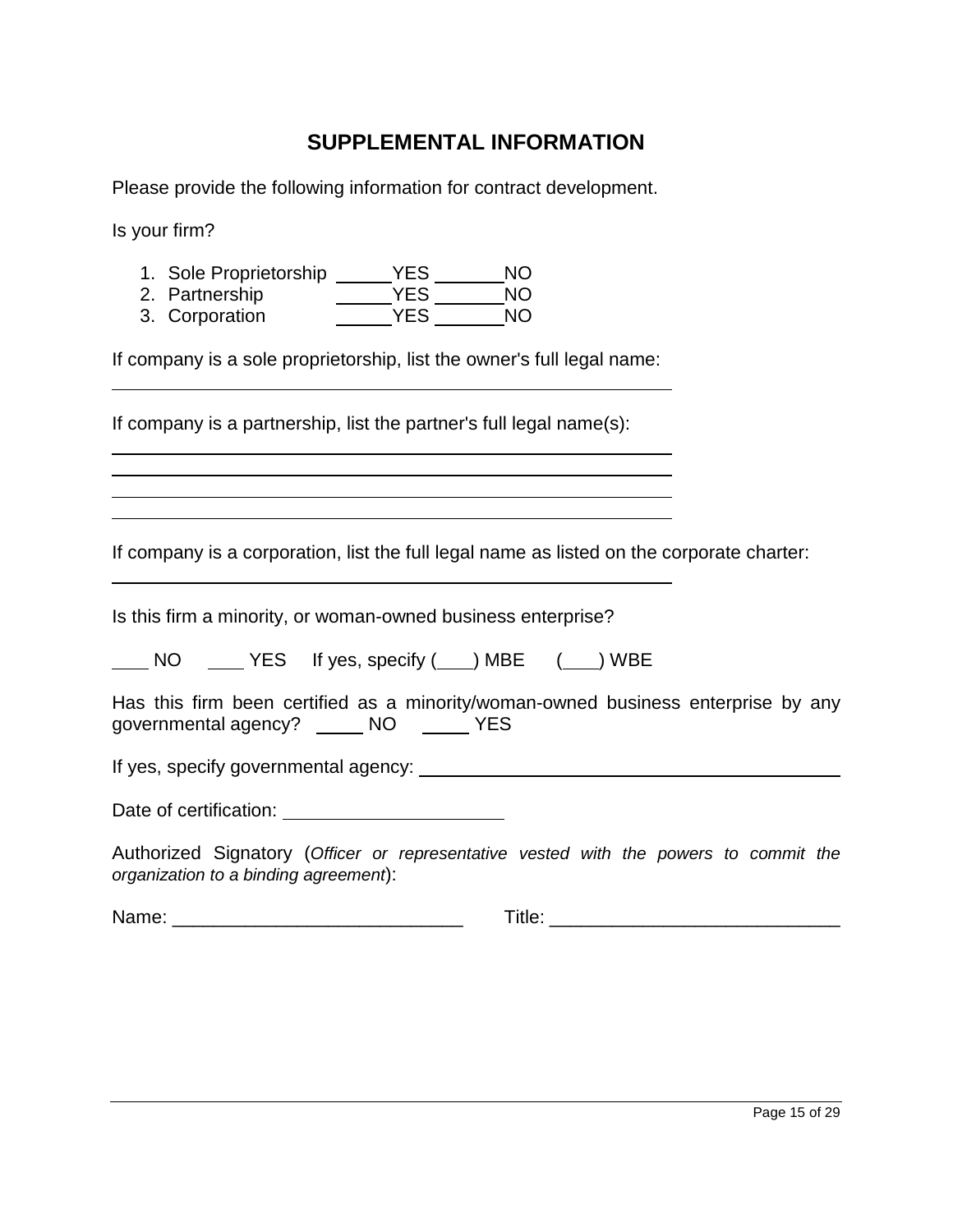# SUPPLEMENTAL INFORMATION

Please provide the following information for contract development.

Is your firm?

1. Sole Proprietorship ______YES _______NO
2. Partnership ______YES _______NO
3. Corporation ______YES _______NO

If company is a sole proprietorship, list the owner's full legal name:

_______________________________________________

If company is a partnership, list the partner's full legal name(s):

_______________________________________________

_______________________________________________

_______________________________________________

_______________________________________________

If company is a corporation, list the full legal name as listed on the corporate charter:

_______________________________________________

Is this firm a minority, or woman-owned business enterprise?

____ NO ____ YES If yes, specify (___) MBE (___) WBE

Has this firm been certified as a minority/woman-owned business enterprise by any governmental agency? _____ NO _____ YES

If yes, specify governmental agency: ______________________________

Date of certification: ______________________

Authorized Signatory (*Officer or representative vested with the powers to commit the organization to a binding agreement*):

Name: ____________________________ Title: ____________________________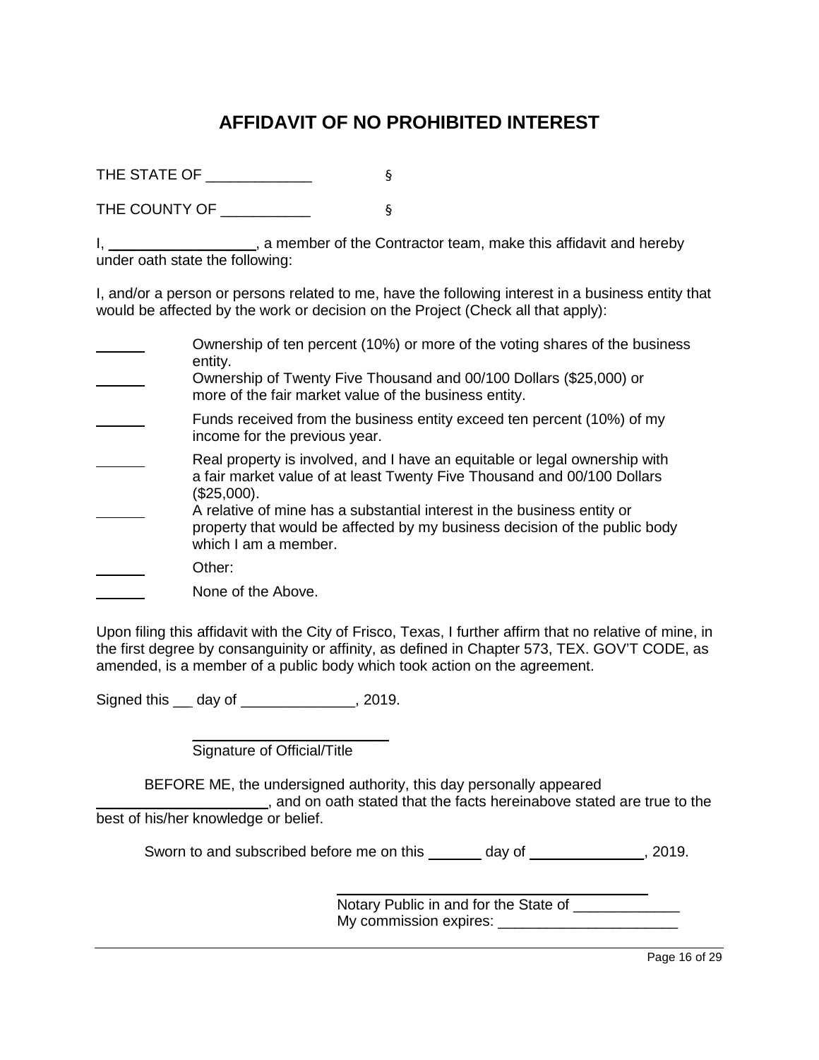# AFFIDAVIT OF NO PROHIBITED INTEREST

THE STATE OF _____________ §

THE COUNTY OF ___________ §

I, __________________, a member of the Contractor team, make this affidavit and hereby under oath state the following:

I, and/or a person or persons related to me, have the following interest in a business entity that would be affected by the work or decision on the Project (Check all that apply):

______ Ownership of ten percent (10%) or more of the voting shares of the business entity.

______ Ownership of Twenty Five Thousand and 00/100 Dollars ($25,000) or more of the fair market value of the business entity.

______ Funds received from the business entity exceed ten percent (10%) of my income for the previous year.

______ Real property is involved, and I have an equitable or legal ownership with a fair market value of at least Twenty Five Thousand and 00/100 Dollars ($25,000).

______ A relative of mine has a substantial interest in the business entity or property that would be affected by my business decision of the public body which I am a member.

______ Other:

______ None of the Above.

Upon filing this affidavit with the City of Frisco, Texas, I further affirm that no relative of mine, in the first degree by consanguinity or affinity, as defined in Chapter 573, TEX. GOV'T CODE, as amended, is a member of a public body which took action on the agreement.

Signed this __ day of ______________, 2019.

________________________
Signature of Official/Title

BEFORE ME, the undersigned authority, this day personally appeared ______________________, and on oath stated that the facts hereinabove stated are true to the best of his/her knowledge or belief.

Sworn to and subscribed before me on this _______ day of ______________, 2019.

________________________________________
Notary Public in and for the State of _____________
My commission expires: ______________________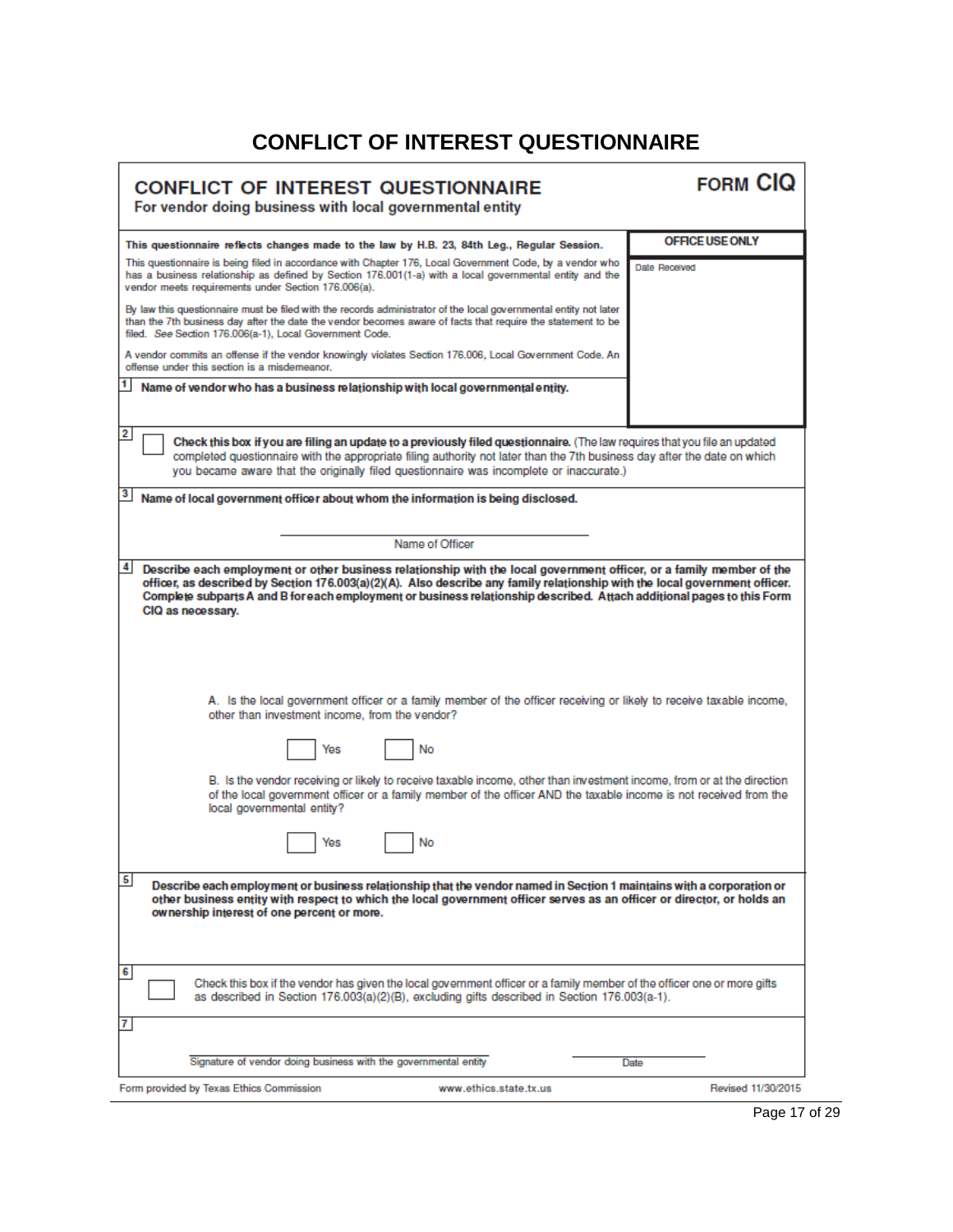# CONFLICT OF INTEREST QUESTIONNAIRE

## CONFLICT OF INTEREST QUESTIONNAIRE

**FORM CIQ**

**For vendor doing business with local governmental entity**

**This questionnaire reflects changes made to the law by H.B. 23, 84th Leg., Regular Session.**

This questionnaire is being filed in accordance with Chapter 176, Local Government Code, by a vendor who has a business relationship as defined by Section 176.001(1-a) with a local governmental entity and the vendor meets requirements under Section 176.006(a).

By law this questionnaire must be filed with the records administrator of the local governmental entity not later than the 7th business day after the date the vendor becomes aware of facts that require the statement to be filed. *See* Section 176.006(a-1), Local Government Code.

A vendor commits an offense if the vendor knowingly violates Section 176.006, Local Government Code. An offense under this section is a misdemeanor.

**OFFICE USE ONLY**

Date Received

**1** **Name of vendor who has a business relationship with local governmental entity.**

**2** ☐ **Check this box if you are filing an update to a previously filed questionnaire.** (The law requires that you file an updated completed questionnaire with the appropriate filing authority not later than the 7th business day after the date on which you became aware that the originally filed questionnaire was incomplete or inaccurate.)

**3** **Name of local government officer about whom the information is being disclosed.**

\_\_\_\_\_\_\_\_\_\_\_\_\_\_\_\_\_\_\_\_\_\_\_\_\_\_\_\_\_\_\_\_\_\_\_\_\_\_
Name of Officer

**4** **Describe each employment or other business relationship with the local government officer, or a family member of the officer, as described by Section 176.003(a)(2)(A). Also describe any family relationship with the local government officer. Complete subparts A and B for each employment or business relationship described. Attach additional pages to this Form CIQ as necessary.**

A. Is the local government officer or a family member of the officer receiving or likely to receive taxable income, other than investment income, from the vendor?

☐ Yes ☐ No

B. Is the vendor receiving or likely to receive taxable income, other than investment income, from or at the direction of the local government officer or a family member of the officer AND the taxable income is not received from the local governmental entity?

☐ Yes ☐ No

**5** **Describe each employment or business relationship that the vendor named in Section 1 maintains with a corporation or other business entity with respect to which the local government officer serves as an officer or director, or holds an ownership interest of one percent or more.**

**6** ☐ Check this box if the vendor has given the local government officer or a family member of the officer one or more gifts as described in Section 176.003(a)(2)(B), excluding gifts described in Section 176.003(a-1).

**7**

\_\_\_\_\_\_\_\_\_\_\_\_\_\_\_\_\_\_\_\_\_\_\_\_\_\_\_\_\_\_\_\_\_\_\_\_\_\_ \_\_\_\_\_\_\_\_\_\_\_\_\_\_\_\_\_\_
Signature of vendor doing business with the governmental entity Date

Form provided by Texas Ethics Commission www.ethics.state.tx.us Revised 11/30/2015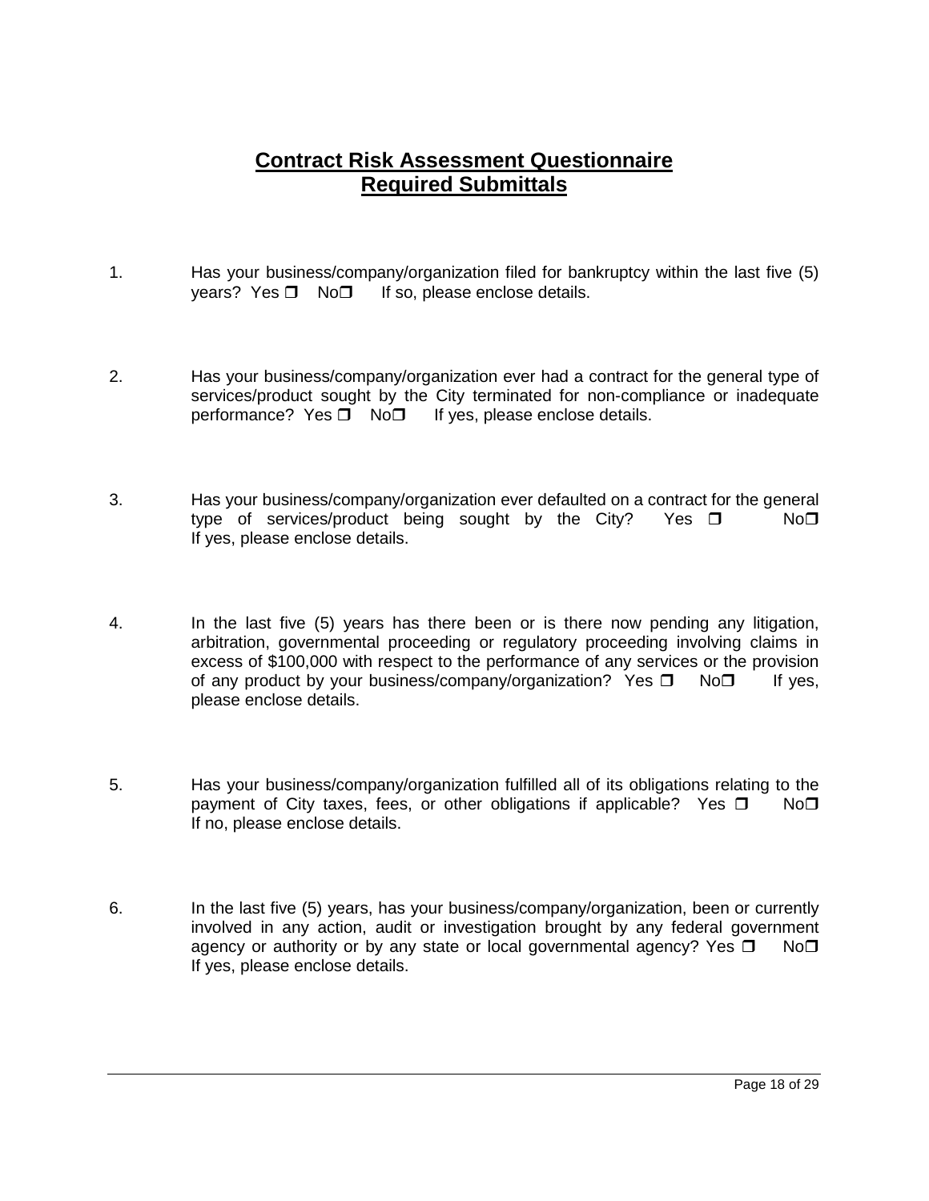# **Contract Risk Assessment Questionnaire**
## **Required Submittals**

1. Has your business/company/organization filed for bankruptcy within the last five (5) years? Yes ❒ No❒ If so, please enclose details.

2. Has your business/company/organization ever had a contract for the general type of services/product sought by the City terminated for non-compliance or inadequate performance? Yes ❒ No❒ If yes, please enclose details.

3. Has your business/company/organization ever defaulted on a contract for the general type of services/product being sought by the City? Yes ❒ No❒ If yes, please enclose details.

4. In the last five (5) years has there been or is there now pending any litigation, arbitration, governmental proceeding or regulatory proceeding involving claims in excess of $100,000 with respect to the performance of any services or the provision of any product by your business/company/organization? Yes ❒ No❒ If yes, please enclose details.

5. Has your business/company/organization fulfilled all of its obligations relating to the payment of City taxes, fees, or other obligations if applicable? Yes ❒ No❒ If no, please enclose details.

6. In the last five (5) years, has your business/company/organization, been or currently involved in any action, audit or investigation brought by any federal government agency or authority or by any state or local governmental agency? Yes ❒ No❒ If yes, please enclose details.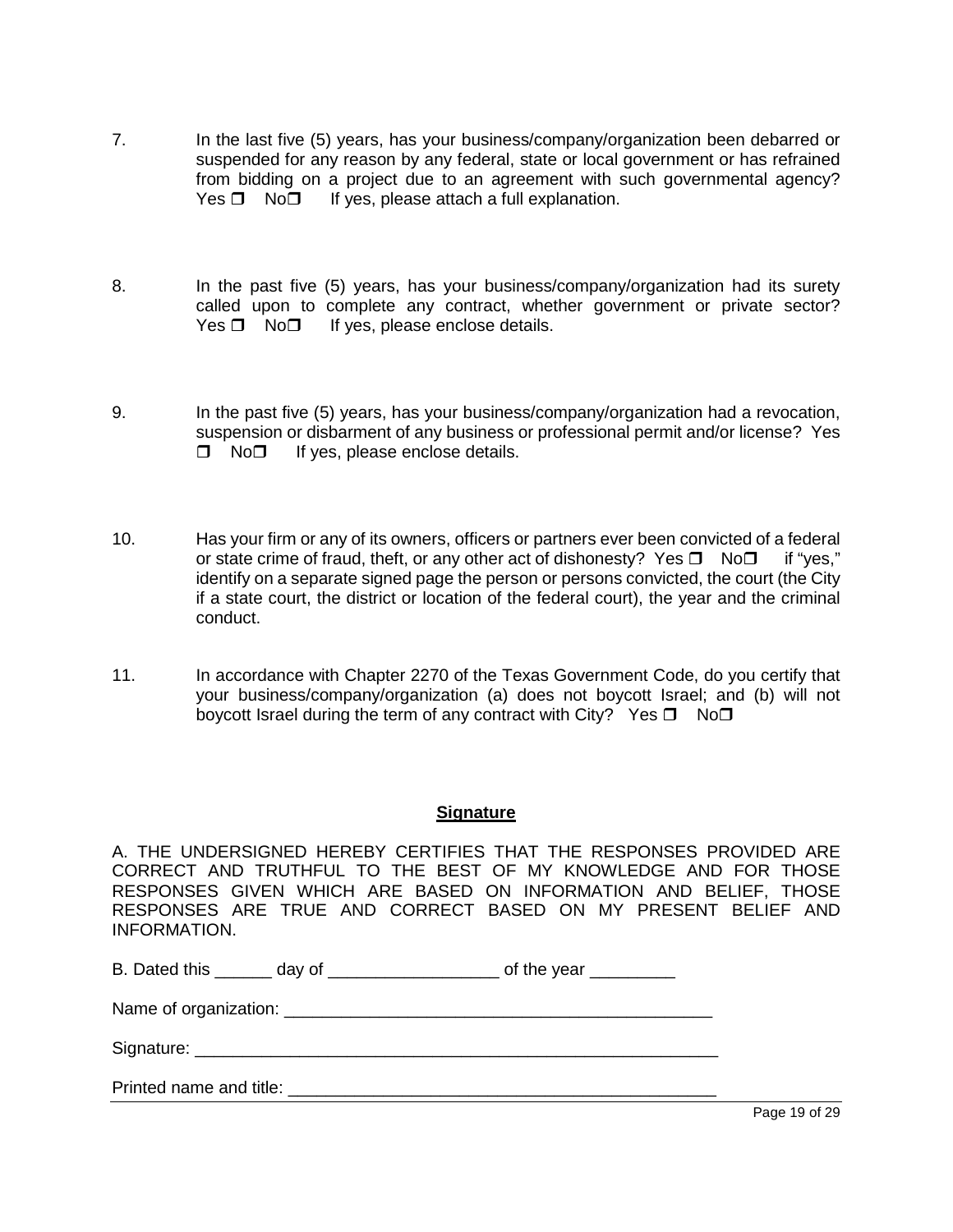7. In the last five (5) years, has your business/company/organization been debarred or suspended for any reason by any federal, state or local government or has refrained from bidding on a project due to an agreement with such governmental agency? Yes ❒ No❒ If yes, please attach a full explanation.

8. In the past five (5) years, has your business/company/organization had its surety called upon to complete any contract, whether government or private sector? Yes ❒ No❒ If yes, please enclose details.

9. In the past five (5) years, has your business/company/organization had a revocation, suspension or disbarment of any business or professional permit and/or license? Yes ❒ No❒ If yes, please enclose details.

10. Has your firm or any of its owners, officers or partners ever been convicted of a federal or state crime of fraud, theft, or any other act of dishonesty? Yes ❒ No❒ if "yes," identify on a separate signed page the person or persons convicted, the court (the City if a state court, the district or location of the federal court), the year and the criminal conduct.

11. In accordance with Chapter 2270 of the Texas Government Code, do you certify that your business/company/organization (a) does not boycott Israel; and (b) will not boycott Israel during the term of any contract with City? Yes ❒ No❒

**Signature**

A. THE UNDERSIGNED HEREBY CERTIFIES THAT THE RESPONSES PROVIDED ARE CORRECT AND TRUTHFUL TO THE BEST OF MY KNOWLEDGE AND FOR THOSE RESPONSES GIVEN WHICH ARE BASED ON INFORMATION AND BELIEF, THOSE RESPONSES ARE TRUE AND CORRECT BASED ON MY PRESENT BELIEF AND INFORMATION.

B. Dated this ______ day of __________________ of the year _________

Name of organization: _______________________________________________

Signature: __________________________________________________________

Printed name and title: ________________________________________________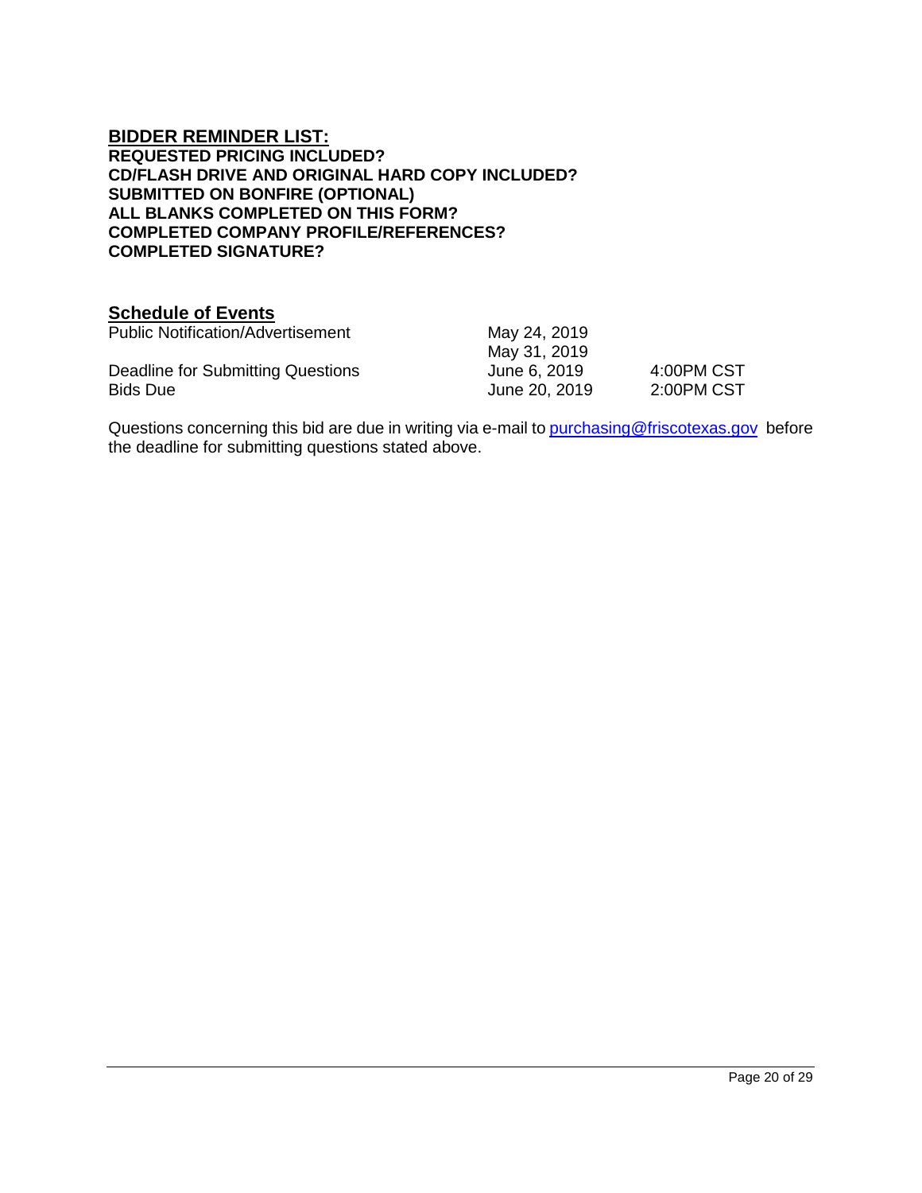**BIDDER REMINDER LIST:**

**REQUESTED PRICING INCLUDED?**
**CD/FLASH DRIVE AND ORIGINAL HARD COPY INCLUDED?**
**SUBMITTED ON BONFIRE (OPTIONAL)**
**ALL BLANKS COMPLETED ON THIS FORM?**
**COMPLETED COMPANY PROFILE/REFERENCES?**
**COMPLETED SIGNATURE?**

**Schedule of Events**

| | | |
|---|---|---|
| Public Notification/Advertisement | May 24, 2019 | |
| | May 31, 2019 | |
| Deadline for Submitting Questions | June 6, 2019 | 4:00PM CST |
| Bids Due | June 20, 2019 | 2:00PM CST |

Questions concerning this bid are due in writing via e-mail to purchasing@friscotexas.gov before the deadline for submitting questions stated above.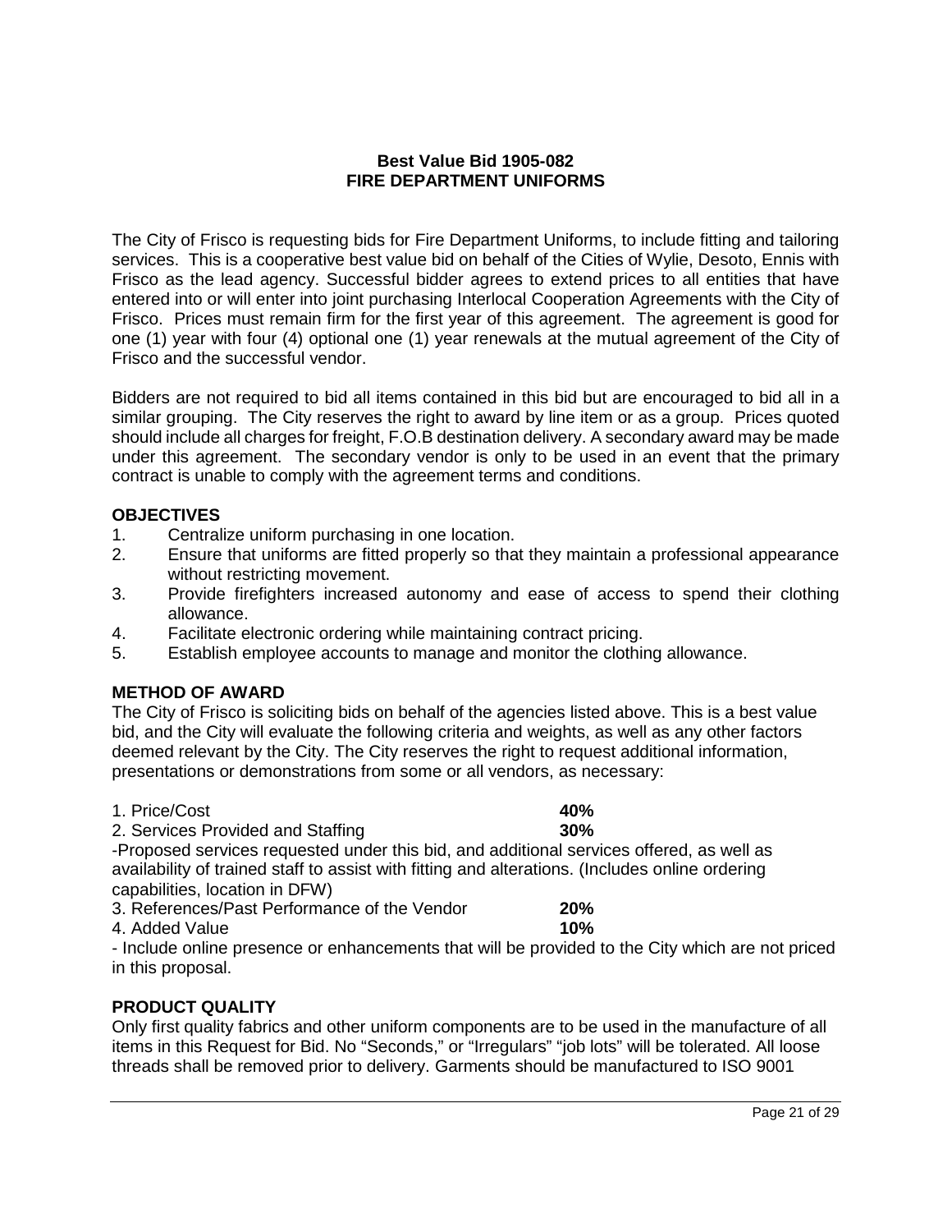# Best Value Bid 1905-082
# FIRE DEPARTMENT UNIFORMS

The City of Frisco is requesting bids for Fire Department Uniforms, to include fitting and tailoring services. This is a cooperative best value bid on behalf of the Cities of Wylie, Desoto, Ennis with Frisco as the lead agency. Successful bidder agrees to extend prices to all entities that have entered into or will enter into joint purchasing Interlocal Cooperation Agreements with the City of Frisco. Prices must remain firm for the first year of this agreement. The agreement is good for one (1) year with four (4) optional one (1) year renewals at the mutual agreement of the City of Frisco and the successful vendor.

Bidders are not required to bid all items contained in this bid but are encouraged to bid all in a similar grouping. The City reserves the right to award by line item or as a group. Prices quoted should include all charges for freight, F.O.B destination delivery. A secondary award may be made under this agreement. The secondary vendor is only to be used in an event that the primary contract is unable to comply with the agreement terms and conditions.

## OBJECTIVES

1. Centralize uniform purchasing in one location.
2. Ensure that uniforms are fitted properly so that they maintain a professional appearance without restricting movement.
3. Provide firefighters increased autonomy and ease of access to spend their clothing allowance.
4. Facilitate electronic ordering while maintaining contract pricing.
5. Establish employee accounts to manage and monitor the clothing allowance.

## METHOD OF AWARD

The City of Frisco is soliciting bids on behalf of the agencies listed above. This is a best value bid, and the City will evaluate the following criteria and weights, as well as any other factors deemed relevant by the City. The City reserves the right to request additional information, presentations or demonstrations from some or all vendors, as necessary:

1. Price/Cost **40%**
2. Services Provided and Staffing **30%**

-Proposed services requested under this bid, and additional services offered, as well as availability of trained staff to assist with fitting and alterations. (Includes online ordering capabilities, location in DFW)

3. References/Past Performance of the Vendor **20%**
4. Added Value **10%**

- Include online presence or enhancements that will be provided to the City which are not priced in this proposal.

## PRODUCT QUALITY

Only first quality fabrics and other uniform components are to be used in the manufacture of all items in this Request for Bid. No "Seconds," or "Irregulars" "job lots" will be tolerated. All loose threads shall be removed prior to delivery. Garments should be manufactured to ISO 9001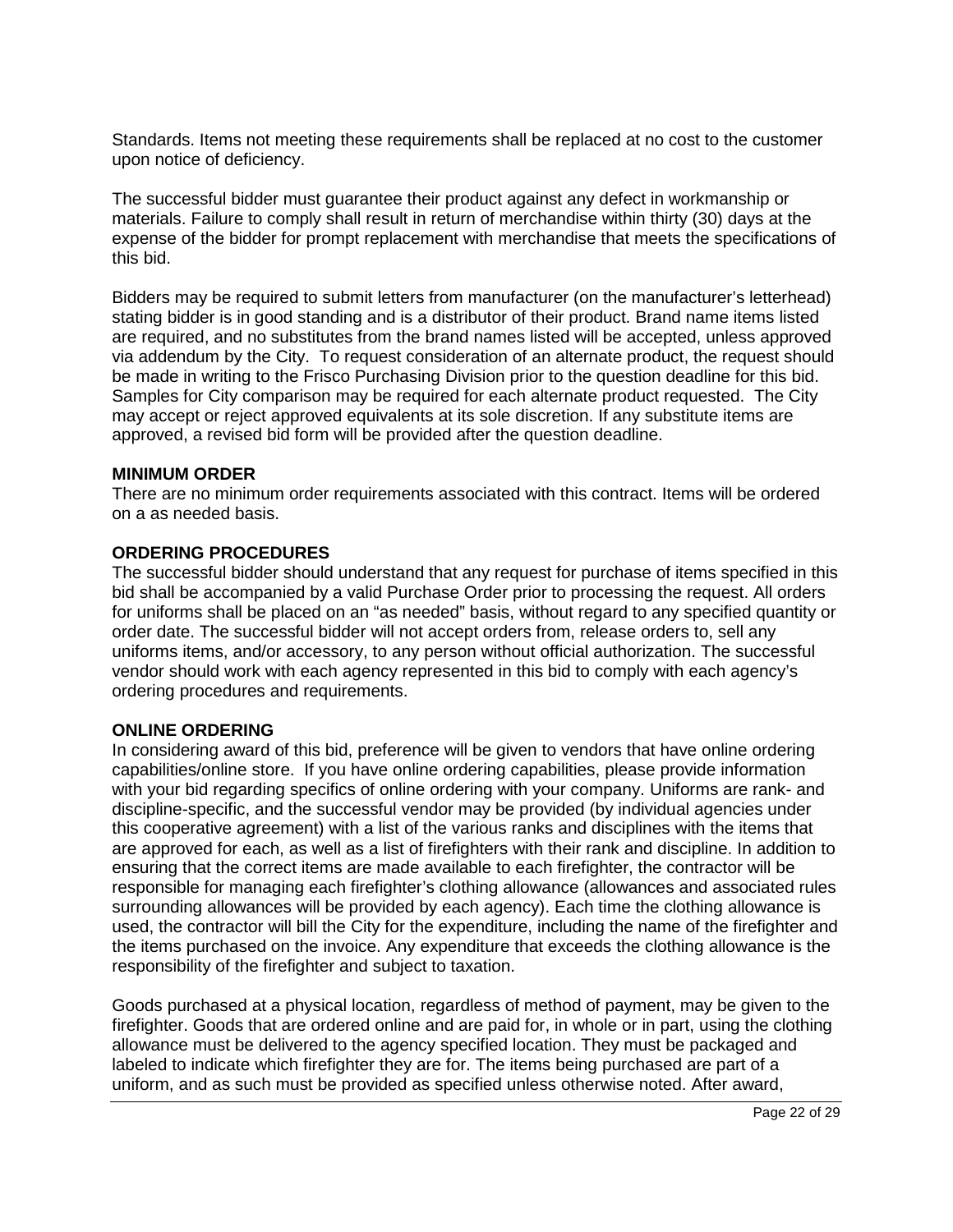Standards. Items not meeting these requirements shall be replaced at no cost to the customer upon notice of deficiency.

The successful bidder must guarantee their product against any defect in workmanship or materials. Failure to comply shall result in return of merchandise within thirty (30) days at the expense of the bidder for prompt replacement with merchandise that meets the specifications of this bid.

Bidders may be required to submit letters from manufacturer (on the manufacturer's letterhead) stating bidder is in good standing and is a distributor of their product. Brand name items listed are required, and no substitutes from the brand names listed will be accepted, unless approved via addendum by the City. To request consideration of an alternate product, the request should be made in writing to the Frisco Purchasing Division prior to the question deadline for this bid. Samples for City comparison may be required for each alternate product requested. The City may accept or reject approved equivalents at its sole discretion. If any substitute items are approved, a revised bid form will be provided after the question deadline.

**MINIMUM ORDER**

There are no minimum order requirements associated with this contract. Items will be ordered on a as needed basis.

**ORDERING PROCEDURES**

The successful bidder should understand that any request for purchase of items specified in this bid shall be accompanied by a valid Purchase Order prior to processing the request. All orders for uniforms shall be placed on an "as needed" basis, without regard to any specified quantity or order date. The successful bidder will not accept orders from, release orders to, sell any uniforms items, and/or accessory, to any person without official authorization. The successful vendor should work with each agency represented in this bid to comply with each agency's ordering procedures and requirements.

**ONLINE ORDERING**

In considering award of this bid, preference will be given to vendors that have online ordering capabilities/online store. If you have online ordering capabilities, please provide information with your bid regarding specifics of online ordering with your company. Uniforms are rank- and discipline-specific, and the successful vendor may be provided (by individual agencies under this cooperative agreement) with a list of the various ranks and disciplines with the items that are approved for each, as well as a list of firefighters with their rank and discipline. In addition to ensuring that the correct items are made available to each firefighter, the contractor will be responsible for managing each firefighter's clothing allowance (allowances and associated rules surrounding allowances will be provided by each agency). Each time the clothing allowance is used, the contractor will bill the City for the expenditure, including the name of the firefighter and the items purchased on the invoice. Any expenditure that exceeds the clothing allowance is the responsibility of the firefighter and subject to taxation.

Goods purchased at a physical location, regardless of method of payment, may be given to the firefighter. Goods that are ordered online and are paid for, in whole or in part, using the clothing allowance must be delivered to the agency specified location. They must be packaged and labeled to indicate which firefighter they are for. The items being purchased are part of a uniform, and as such must be provided as specified unless otherwise noted. After award,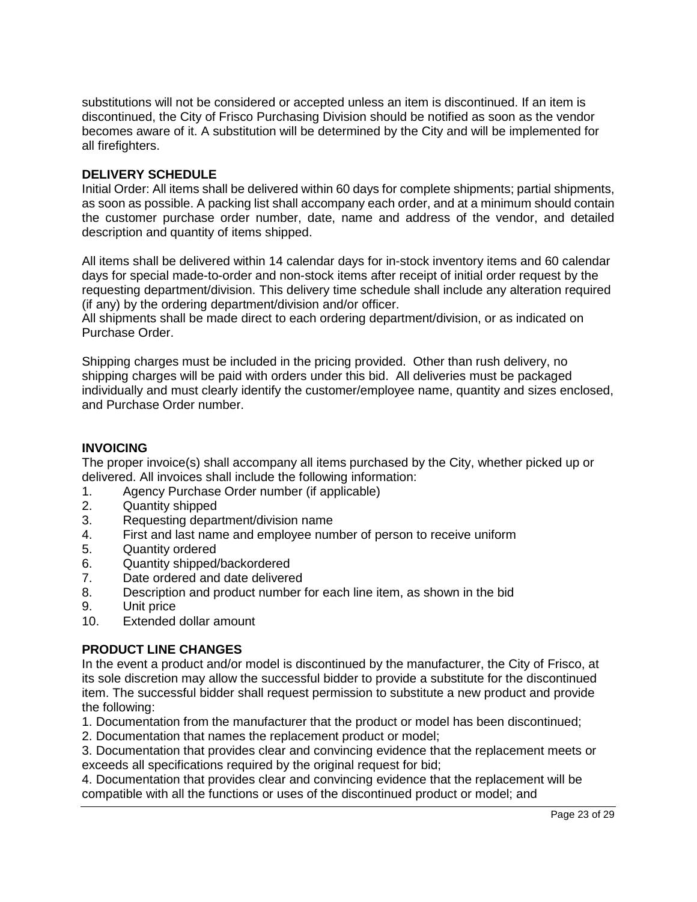substitutions will not be considered or accepted unless an item is discontinued. If an item is discontinued, the City of Frisco Purchasing Division should be notified as soon as the vendor becomes aware of it. A substitution will be determined by the City and will be implemented for all firefighters.

**DELIVERY SCHEDULE**

Initial Order: All items shall be delivered within 60 days for complete shipments; partial shipments, as soon as possible. A packing list shall accompany each order, and at a minimum should contain the customer purchase order number, date, name and address of the vendor, and detailed description and quantity of items shipped.

All items shall be delivered within 14 calendar days for in-stock inventory items and 60 calendar days for special made-to-order and non-stock items after receipt of initial order request by the requesting department/division. This delivery time schedule shall include any alteration required (if any) by the ordering department/division and/or officer.
All shipments shall be made direct to each ordering department/division, or as indicated on Purchase Order.

Shipping charges must be included in the pricing provided. Other than rush delivery, no shipping charges will be paid with orders under this bid. All deliveries must be packaged individually and must clearly identify the customer/employee name, quantity and sizes enclosed, and Purchase Order number.

**INVOICING**

The proper invoice(s) shall accompany all items purchased by the City, whether picked up or delivered. All invoices shall include the following information:

1. Agency Purchase Order number (if applicable)
2. Quantity shipped
3. Requesting department/division name
4. First and last name and employee number of person to receive uniform
5. Quantity ordered
6. Quantity shipped/backordered
7. Date ordered and date delivered
8. Description and product number for each line item, as shown in the bid
9. Unit price
10. Extended dollar amount

**PRODUCT LINE CHANGES**

In the event a product and/or model is discontinued by the manufacturer, the City of Frisco, at its sole discretion may allow the successful bidder to provide a substitute for the discontinued item. The successful bidder shall request permission to substitute a new product and provide the following:

1. Documentation from the manufacturer that the product or model has been discontinued;
2. Documentation that names the replacement product or model;
3. Documentation that provides clear and convincing evidence that the replacement meets or exceeds all specifications required by the original request for bid;
4. Documentation that provides clear and convincing evidence that the replacement will be compatible with all the functions or uses of the discontinued product or model; and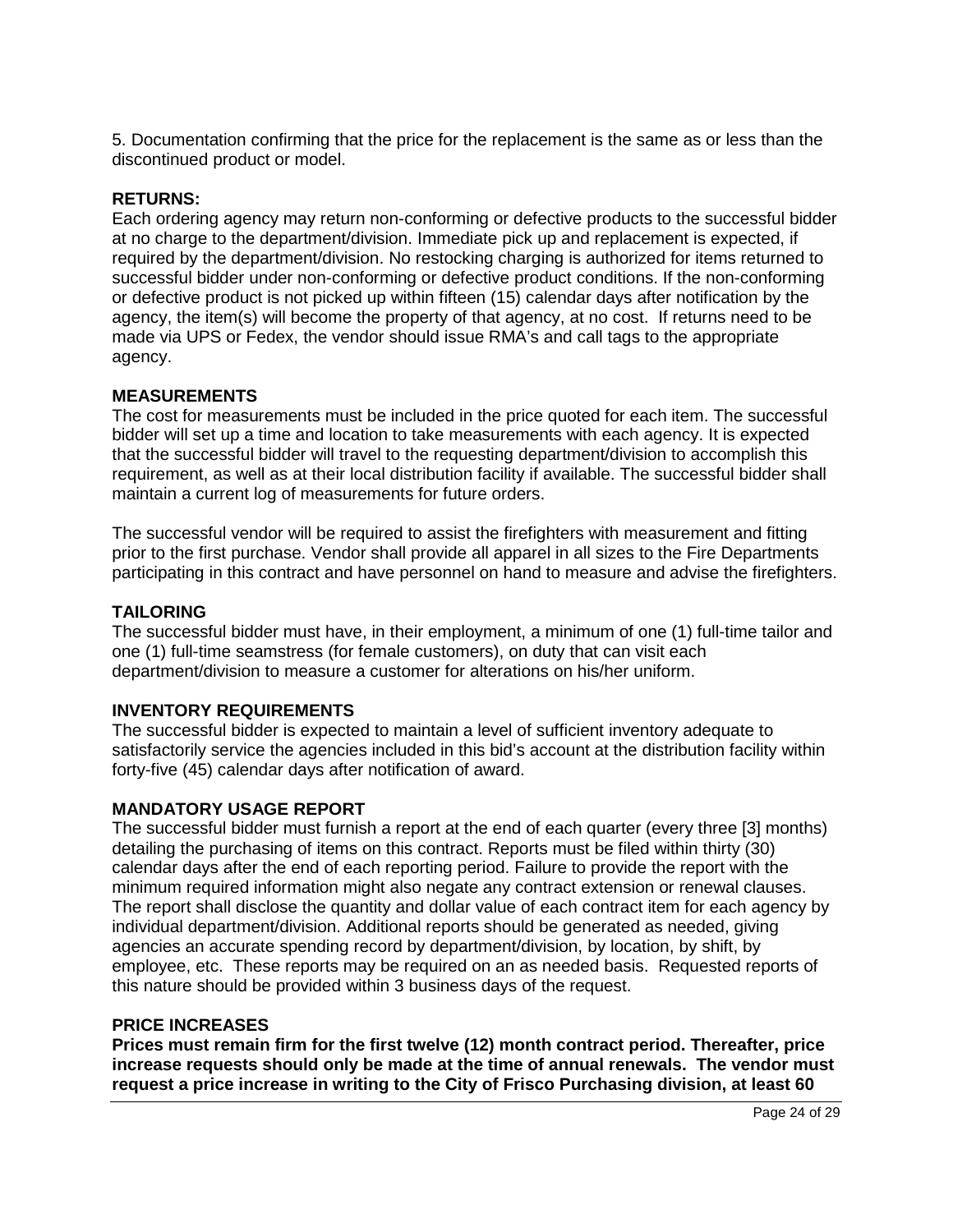5. Documentation confirming that the price for the replacement is the same as or less than the discontinued product or model.

**RETURNS:**

Each ordering agency may return non-conforming or defective products to the successful bidder at no charge to the department/division. Immediate pick up and replacement is expected, if required by the department/division. No restocking charging is authorized for items returned to successful bidder under non-conforming or defective product conditions. If the non-conforming or defective product is not picked up within fifteen (15) calendar days after notification by the agency, the item(s) will become the property of that agency, at no cost. If returns need to be made via UPS or Fedex, the vendor should issue RMA's and call tags to the appropriate agency.

**MEASUREMENTS**

The cost for measurements must be included in the price quoted for each item. The successful bidder will set up a time and location to take measurements with each agency. It is expected that the successful bidder will travel to the requesting department/division to accomplish this requirement, as well as at their local distribution facility if available. The successful bidder shall maintain a current log of measurements for future orders.

The successful vendor will be required to assist the firefighters with measurement and fitting prior to the first purchase. Vendor shall provide all apparel in all sizes to the Fire Departments participating in this contract and have personnel on hand to measure and advise the firefighters.

**TAILORING**

The successful bidder must have, in their employment, a minimum of one (1) full-time tailor and one (1) full-time seamstress (for female customers), on duty that can visit each department/division to measure a customer for alterations on his/her uniform.

**INVENTORY REQUIREMENTS**

The successful bidder is expected to maintain a level of sufficient inventory adequate to satisfactorily service the agencies included in this bid's account at the distribution facility within forty-five (45) calendar days after notification of award.

**MANDATORY USAGE REPORT**

The successful bidder must furnish a report at the end of each quarter (every three [3] months) detailing the purchasing of items on this contract. Reports must be filed within thirty (30) calendar days after the end of each reporting period. Failure to provide the report with the minimum required information might also negate any contract extension or renewal clauses. The report shall disclose the quantity and dollar value of each contract item for each agency by individual department/division. Additional reports should be generated as needed, giving agencies an accurate spending record by department/division, by location, by shift, by employee, etc. These reports may be required on an as needed basis. Requested reports of this nature should be provided within 3 business days of the request.

**PRICE INCREASES**

**Prices must remain firm for the first twelve (12) month contract period. Thereafter, price increase requests should only be made at the time of annual renewals. The vendor must request a price increase in writing to the City of Frisco Purchasing division, at least 60**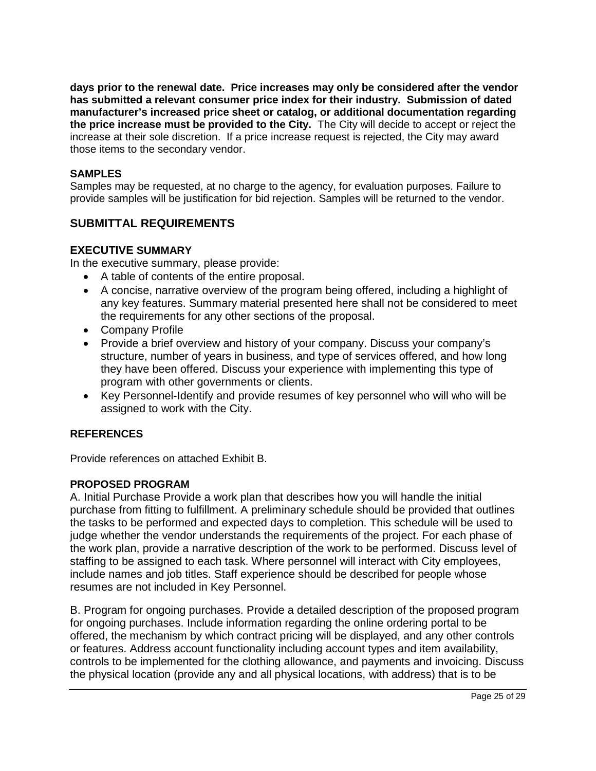**days prior to the renewal date. Price increases may only be considered after the vendor has submitted a relevant consumer price index for their industry. Submission of dated manufacturer's increased price sheet or catalog, or additional documentation regarding the price increase must be provided to the City.** The City will decide to accept or reject the increase at their sole discretion. If a price increase request is rejected, the City may award those items to the secondary vendor.

### SAMPLES

Samples may be requested, at no charge to the agency, for evaluation purposes. Failure to provide samples will be justification for bid rejection. Samples will be returned to the vendor.

## SUBMITTAL REQUIREMENTS

### EXECUTIVE SUMMARY

In the executive summary, please provide:

- A table of contents of the entire proposal.
- A concise, narrative overview of the program being offered, including a highlight of any key features. Summary material presented here shall not be considered to meet the requirements for any other sections of the proposal.
- Company Profile
- Provide a brief overview and history of your company. Discuss your company's structure, number of years in business, and type of services offered, and how long they have been offered. Discuss your experience with implementing this type of program with other governments or clients.
- Key Personnel-Identify and provide resumes of key personnel who will who will be assigned to work with the City.

### REFERENCES

Provide references on attached Exhibit B.

### PROPOSED PROGRAM

A. Initial Purchase Provide a work plan that describes how you will handle the initial purchase from fitting to fulfillment. A preliminary schedule should be provided that outlines the tasks to be performed and expected days to completion. This schedule will be used to judge whether the vendor understands the requirements of the project. For each phase of the work plan, provide a narrative description of the work to be performed. Discuss level of staffing to be assigned to each task. Where personnel will interact with City employees, include names and job titles. Staff experience should be described for people whose resumes are not included in Key Personnel.

B. Program for ongoing purchases. Provide a detailed description of the proposed program for ongoing purchases. Include information regarding the online ordering portal to be offered, the mechanism by which contract pricing will be displayed, and any other controls or features. Address account functionality including account types and item availability, controls to be implemented for the clothing allowance, and payments and invoicing. Discuss the physical location (provide any and all physical locations, with address) that is to be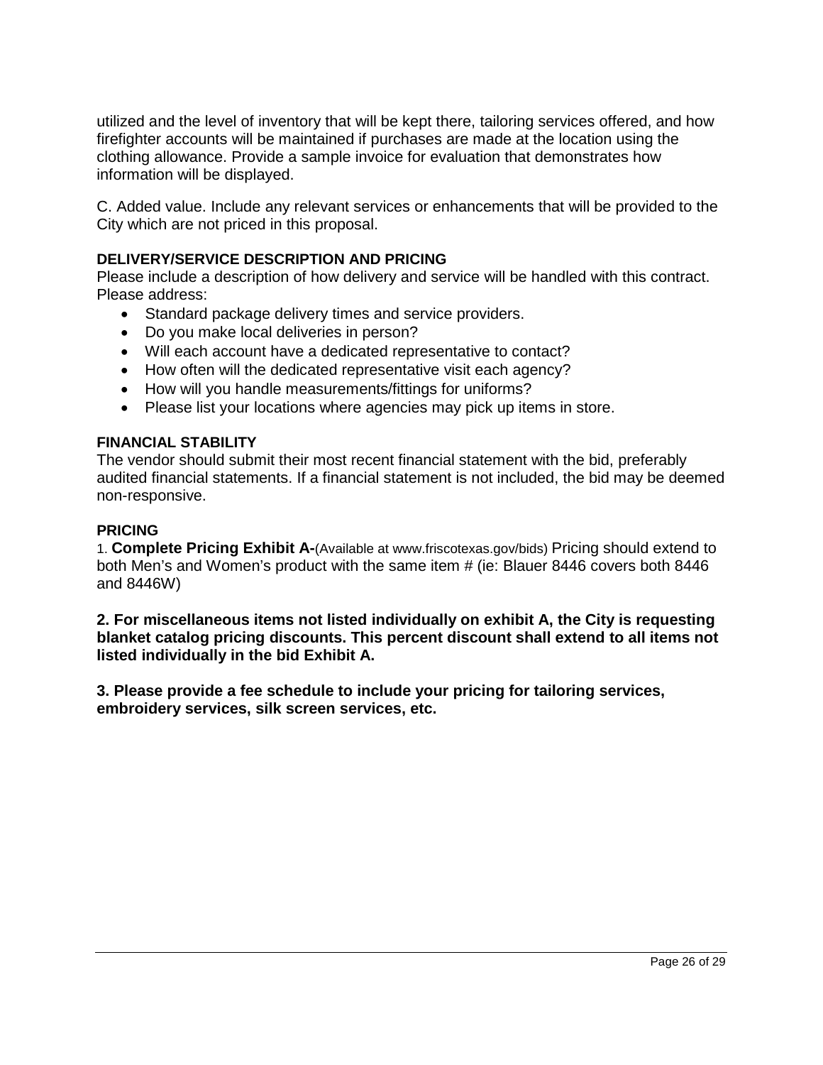utilized and the level of inventory that will be kept there, tailoring services offered, and how firefighter accounts will be maintained if purchases are made at the location using the clothing allowance. Provide a sample invoice for evaluation that demonstrates how information will be displayed.

C. Added value. Include any relevant services or enhancements that will be provided to the City which are not priced in this proposal.

**DELIVERY/SERVICE DESCRIPTION AND PRICING**

Please include a description of how delivery and service will be handled with this contract. Please address:

- Standard package delivery times and service providers.
- Do you make local deliveries in person?
- Will each account have a dedicated representative to contact?
- How often will the dedicated representative visit each agency?
- How will you handle measurements/fittings for uniforms?
- Please list your locations where agencies may pick up items in store.

**FINANCIAL STABILITY**

The vendor should submit their most recent financial statement with the bid, preferably audited financial statements. If a financial statement is not included, the bid may be deemed non-responsive.

**PRICING**

1. **Complete Pricing Exhibit A-**(Available at www.friscotexas.gov/bids) Pricing should extend to both Men's and Women's product with the same item # (ie: Blauer 8446 covers both 8446 and 8446W)

**2. For miscellaneous items not listed individually on exhibit A, the City is requesting blanket catalog pricing discounts. This percent discount shall extend to all items not listed individually in the bid Exhibit A.**

**3. Please provide a fee schedule to include your pricing for tailoring services, embroidery services, silk screen services, etc.**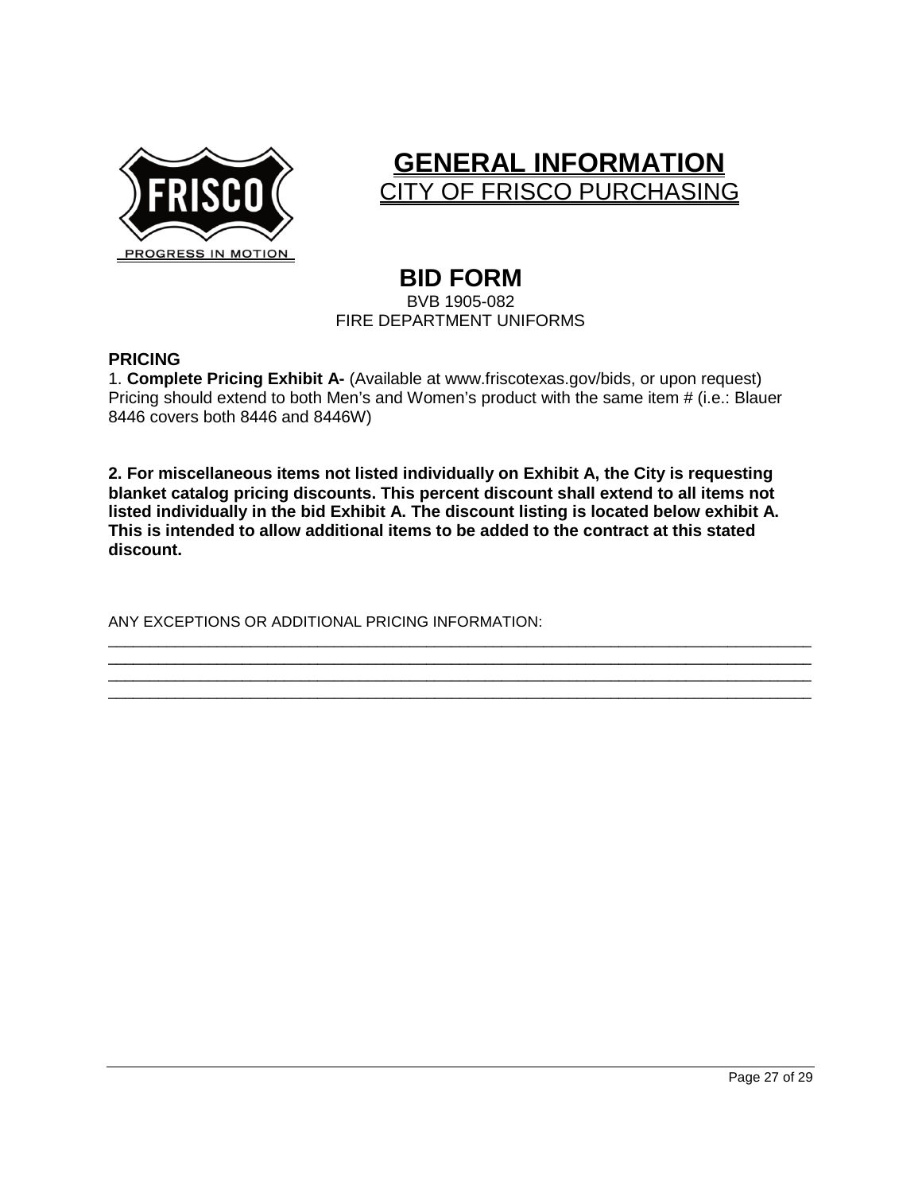# GENERAL INFORMATION

## CITY OF FRISCO PURCHASING

## BID FORM

BVB 1905-082

FIRE DEPARTMENT UNIFORMS

**PRICING**

1. **Complete Pricing Exhibit A-** (Available at www.friscotexas.gov/bids, or upon request) Pricing should extend to both Men's and Women's product with the same item # (i.e.: Blauer 8446 covers both 8446 and 8446W)

**2. For miscellaneous items not listed individually on Exhibit A, the City is requesting blanket catalog pricing discounts. This percent discount shall extend to all items not listed individually in the bid Exhibit A. The discount listing is located below exhibit A. This is intended to allow additional items to be added to the contract at this stated discount.**

ANY EXCEPTIONS OR ADDITIONAL PRICING INFORMATION:

______________________________________________________________________________

______________________________________________________________________________

______________________________________________________________________________

______________________________________________________________________________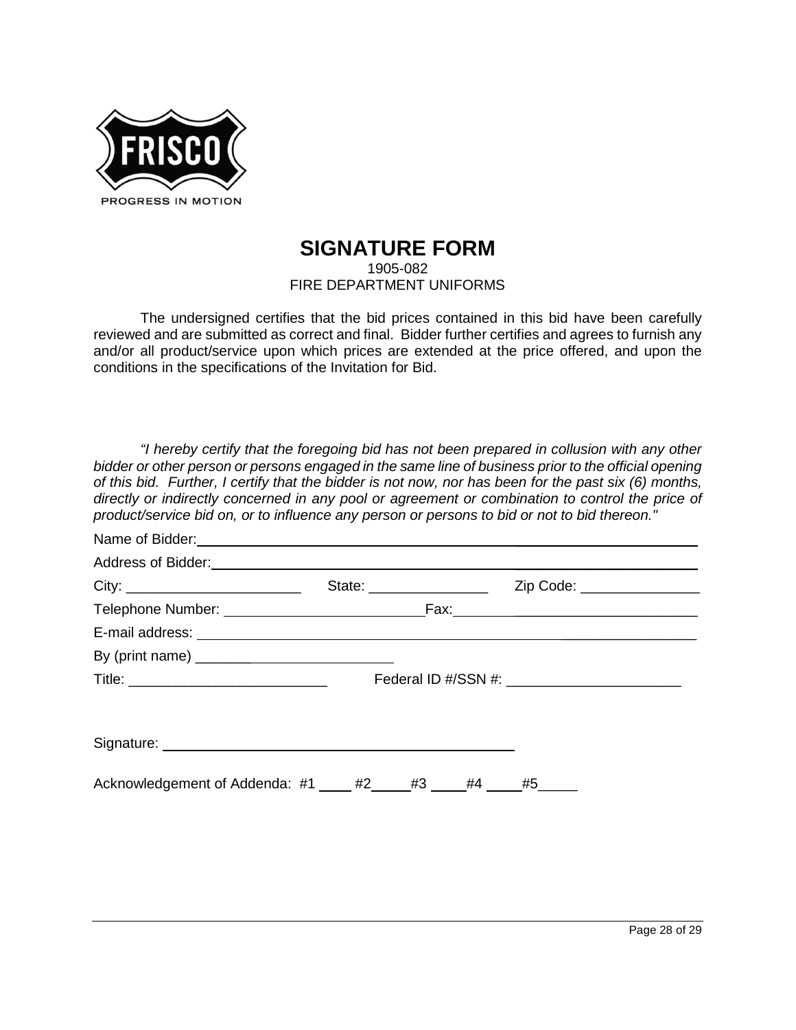FRISCO

PROGRESS IN MOTION

# SIGNATURE FORM

1905-082

FIRE DEPARTMENT UNIFORMS

The undersigned certifies that the bid prices contained in this bid have been carefully reviewed and are submitted as correct and final. Bidder further certifies and agrees to furnish any and/or all product/service upon which prices are extended at the price offered, and upon the conditions in the specifications of the Invitation for Bid.

*"I hereby certify that the foregoing bid has not been prepared in collusion with any other bidder or other person or persons engaged in the same line of business prior to the official opening of this bid. Further, I certify that the bidder is not now, nor has been for the past six (6) months, directly or indirectly concerned in any pool or agreement or combination to control the price of product/service bid on, or to influence any person or persons to bid or not to bid thereon."*

Name of Bidder: ______________________________________________

Address of Bidder: ______________________________________________

City: ______________________ State: _______________ Zip Code: _______________

Telephone Number: _________________________ Fax: ___________________________

E-mail address: ______________________________________________

By (print name) _________________________

Title: _________________________ Federal ID #/SSN #: ______________________

Signature: ______________________________________________

Acknowledgement of Addenda: #1 ____ #2_____ #3 _____ #4 _____ #5_____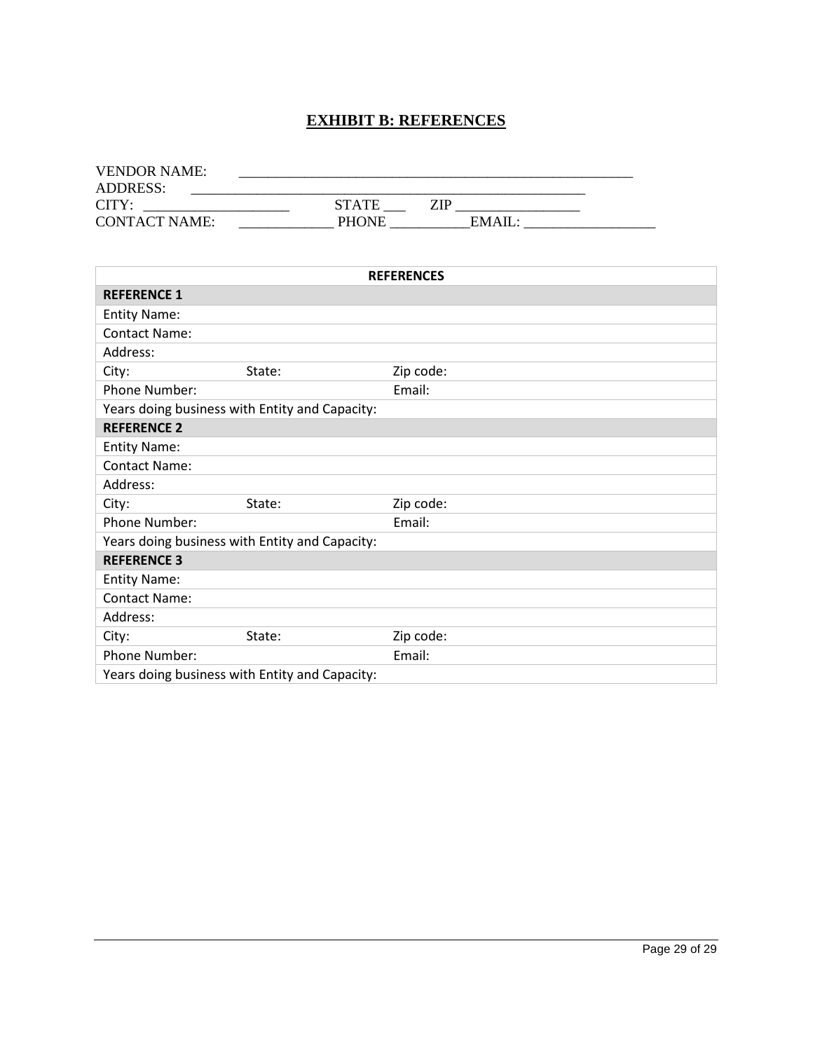# EXHIBIT B: REFERENCES

VENDOR NAME: ________________________________________________________

ADDRESS: ________________________________________________________

CITY: ____________________ STATE ___ ZIP _________________

CONTACT NAME: _____________ PHONE ___________EMAIL: __________________

| REFERENCES | | |
|---|---|---|
| **REFERENCE 1** | | |
| Entity Name: | | |
| Contact Name: | | |
| Address: | | |
| City: | State: | Zip code: |
| Phone Number: | | Email: |
| Years doing business with Entity and Capacity: | | |
| **REFERENCE 2** | | |
| Entity Name: | | |
| Contact Name: | | |
| Address: | | |
| City: | State: | Zip code: |
| Phone Number: | | Email: |
| Years doing business with Entity and Capacity: | | |
| **REFERENCE 3** | | |
| Entity Name: | | |
| Contact Name: | | |
| Address: | | |
| City: | State: | Zip code: |
| Phone Number: | | Email: |
| Years doing business with Entity and Capacity: | | |